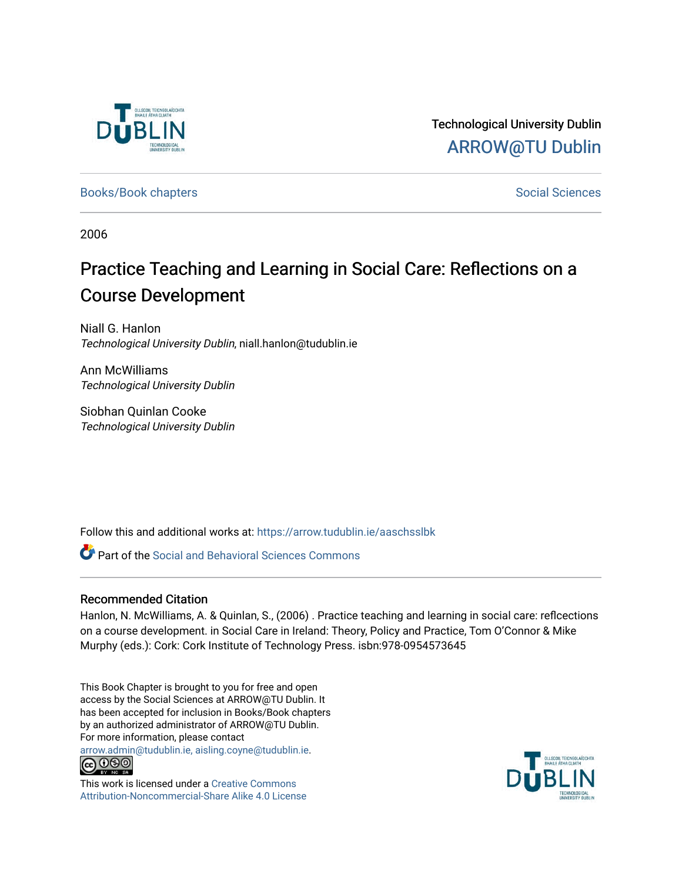Technological University Dublin

ARROW@TU Dublin

Books/Book chapters

Social Sciences

2006

# Practice Teaching and Learning in Social Care: Reflections on a Course Development

Niall G. Hanlon
*Technological University Dublin*, niall.hanlon@tudublin.ie

Ann McWilliams
*Technological University Dublin*

Siobhan Quinlan Cooke
*Technological University Dublin*

Follow this and additional works at: https://arrow.tudublin.ie/aaschsslbk

Part of the Social and Behavioral Sciences Commons

## Recommended Citation

Hanlon, N. McWilliams, A. & Quinlan, S., (2006) . Practice teaching and learning in social care: reflcections on a course development. in Social Care in Ireland: Theory, Policy and Practice, Tom O'Connor & Mike Murphy (eds.): Cork: Cork Institute of Technology Press. isbn:978-0954573645

This Book Chapter is brought to you for free and open access by the Social Sciences at ARROW@TU Dublin. It has been accepted for inclusion in Books/Book chapters by an authorized administrator of ARROW@TU Dublin. For more information, please contact arrow.admin@tudublin.ie, aisling.coyne@tudublin.ie.

This work is licensed under a Creative Commons Attribution-Noncommercial-Share Alike 4.0 License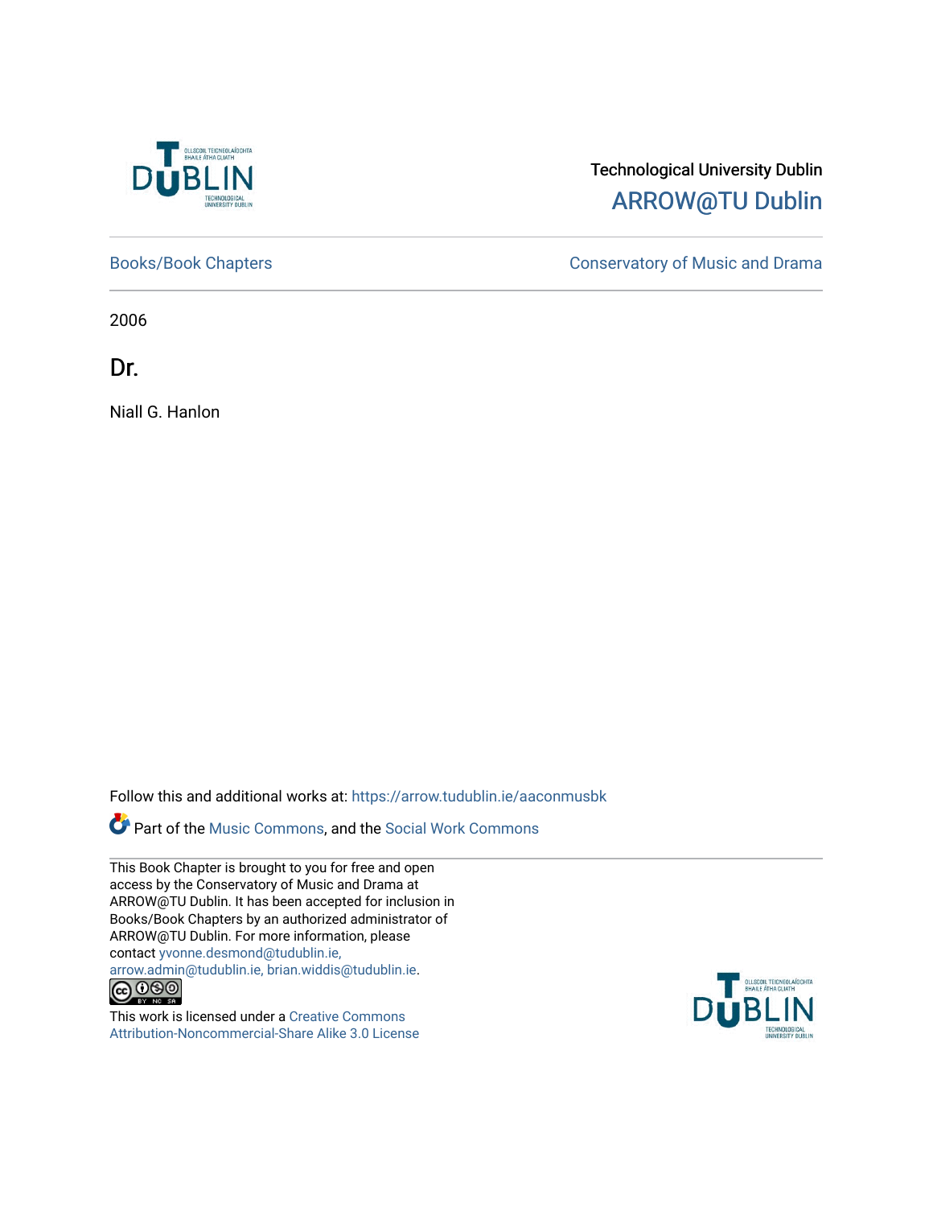Technological University Dublin

ARROW@TU Dublin

Books/Book Chapters

Conservatory of Music and Drama

2006

# Dr.

Niall G. Hanlon

Follow this and additional works at: https://arrow.tudublin.ie/aaconmusbk

Part of the Music Commons, and the Social Work Commons

This Book Chapter is brought to you for free and open access by the Conservatory of Music and Drama at ARROW@TU Dublin. It has been accepted for inclusion in Books/Book Chapters by an authorized administrator of ARROW@TU Dublin. For more information, please contact yvonne.desmond@tudublin.ie, arrow.admin@tudublin.ie, brian.widdis@tudublin.ie.

This work is licensed under a Creative Commons Attribution-Noncommercial-Share Alike 3.0 License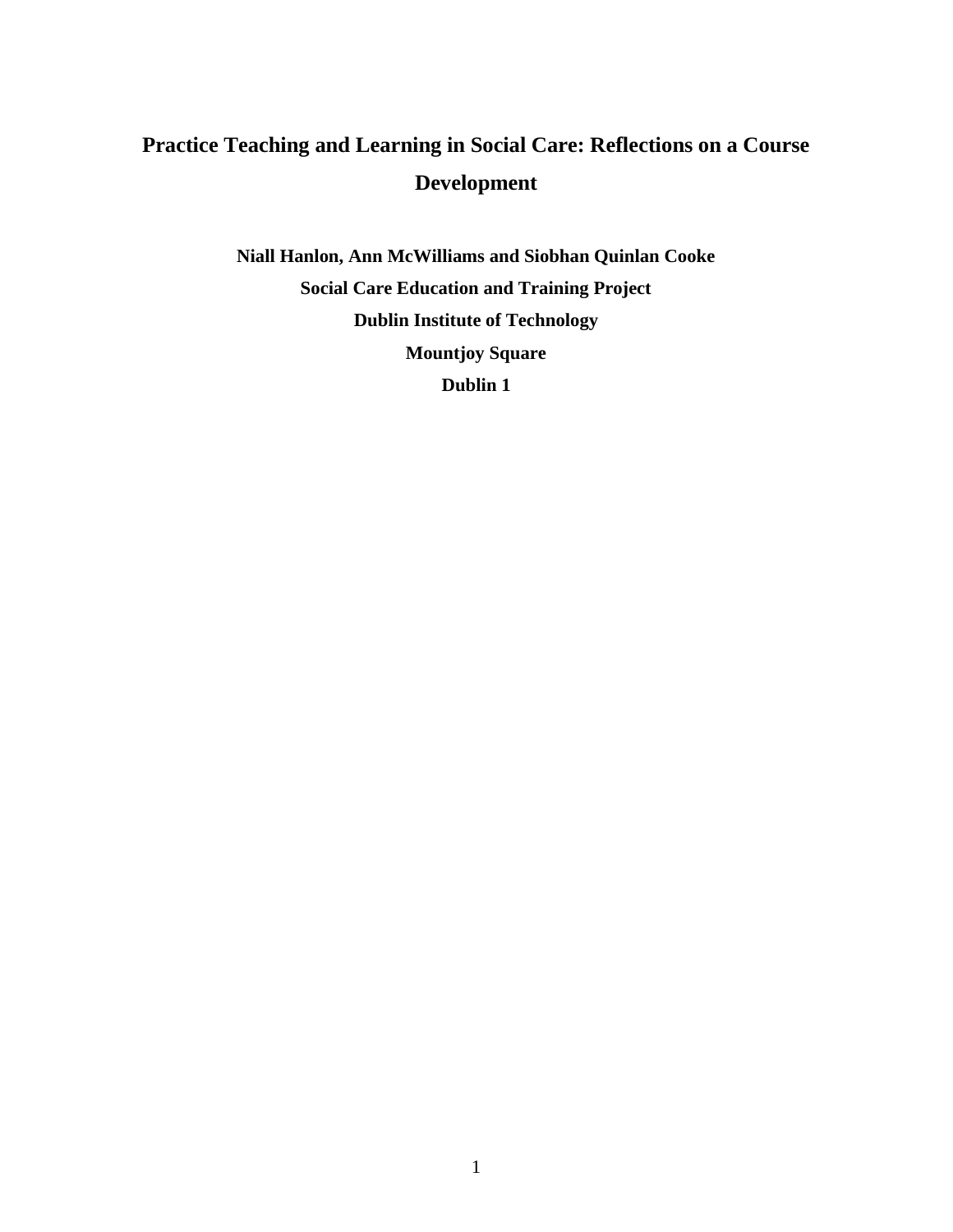# Practice Teaching and Learning in Social Care: Reflections on a Course Development

**Niall Hanlon, Ann McWilliams and Siobhan Quinlan Cooke**

**Social Care Education and Training Project**

**Dublin Institute of Technology**

**Mountjoy Square**

**Dublin 1**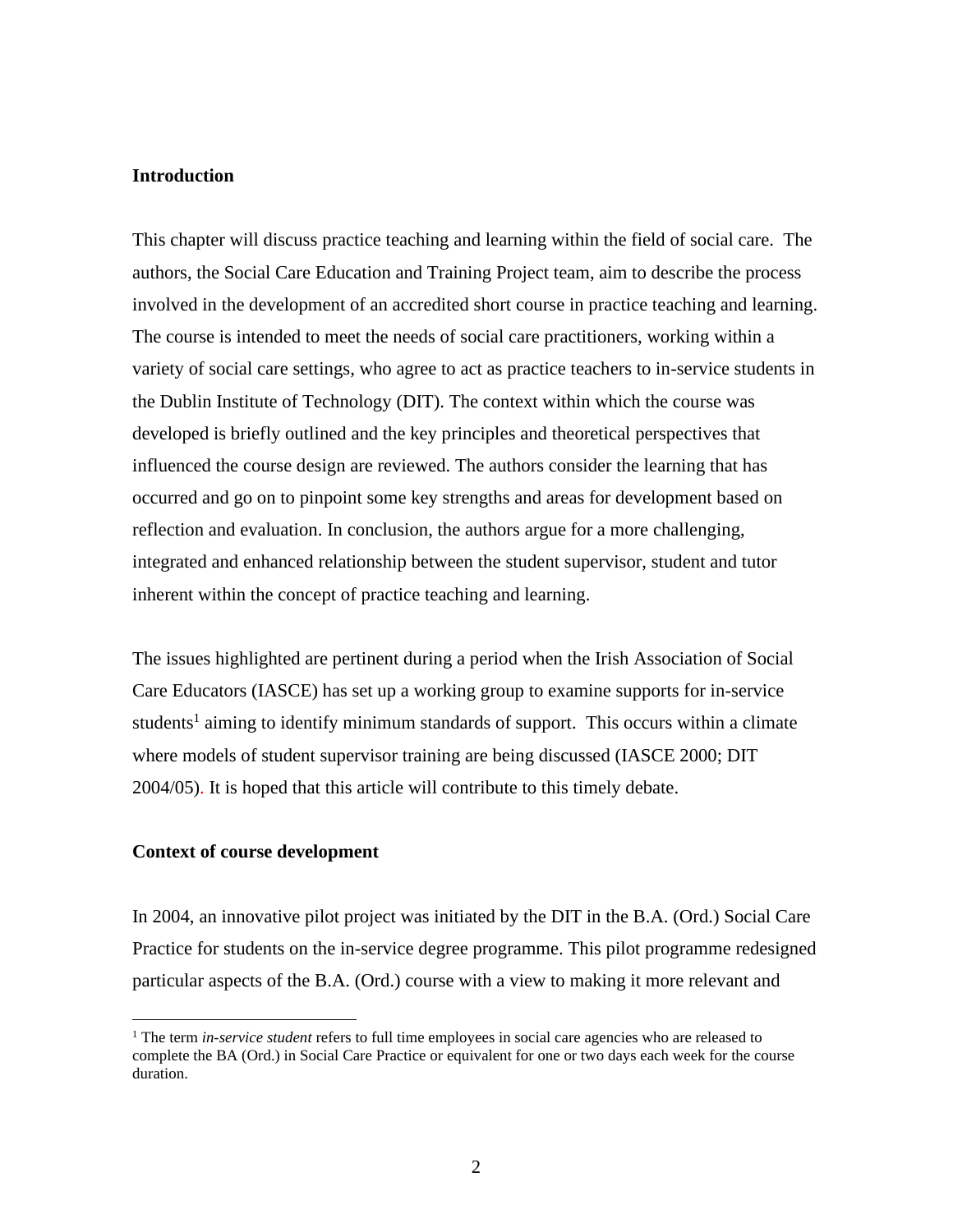## Introduction

This chapter will discuss practice teaching and learning within the field of social care. The authors, the Social Care Education and Training Project team, aim to describe the process involved in the development of an accredited short course in practice teaching and learning. The course is intended to meet the needs of social care practitioners, working within a variety of social care settings, who agree to act as practice teachers to in-service students in the Dublin Institute of Technology (DIT). The context within which the course was developed is briefly outlined and the key principles and theoretical perspectives that influenced the course design are reviewed. The authors consider the learning that has occurred and go on to pinpoint some key strengths and areas for development based on reflection and evaluation. In conclusion, the authors argue for a more challenging, integrated and enhanced relationship between the student supervisor, student and tutor inherent within the concept of practice teaching and learning.

The issues highlighted are pertinent during a period when the Irish Association of Social Care Educators (IASCE) has set up a working group to examine supports for in-service students[1] aiming to identify minimum standards of support. This occurs within a climate where models of student supervisor training are being discussed (IASCE 2000; DIT 2004/05). It is hoped that this article will contribute to this timely debate.

## Context of course development

In 2004, an innovative pilot project was initiated by the DIT in the B.A. (Ord.) Social Care Practice for students on the in-service degree programme. This pilot programme redesigned particular aspects of the B.A. (Ord.) course with a view to making it more relevant and

[1] The term *in-service student* refers to full time employees in social care agencies who are released to complete the BA (Ord.) in Social Care Practice or equivalent for one or two days each week for the course duration.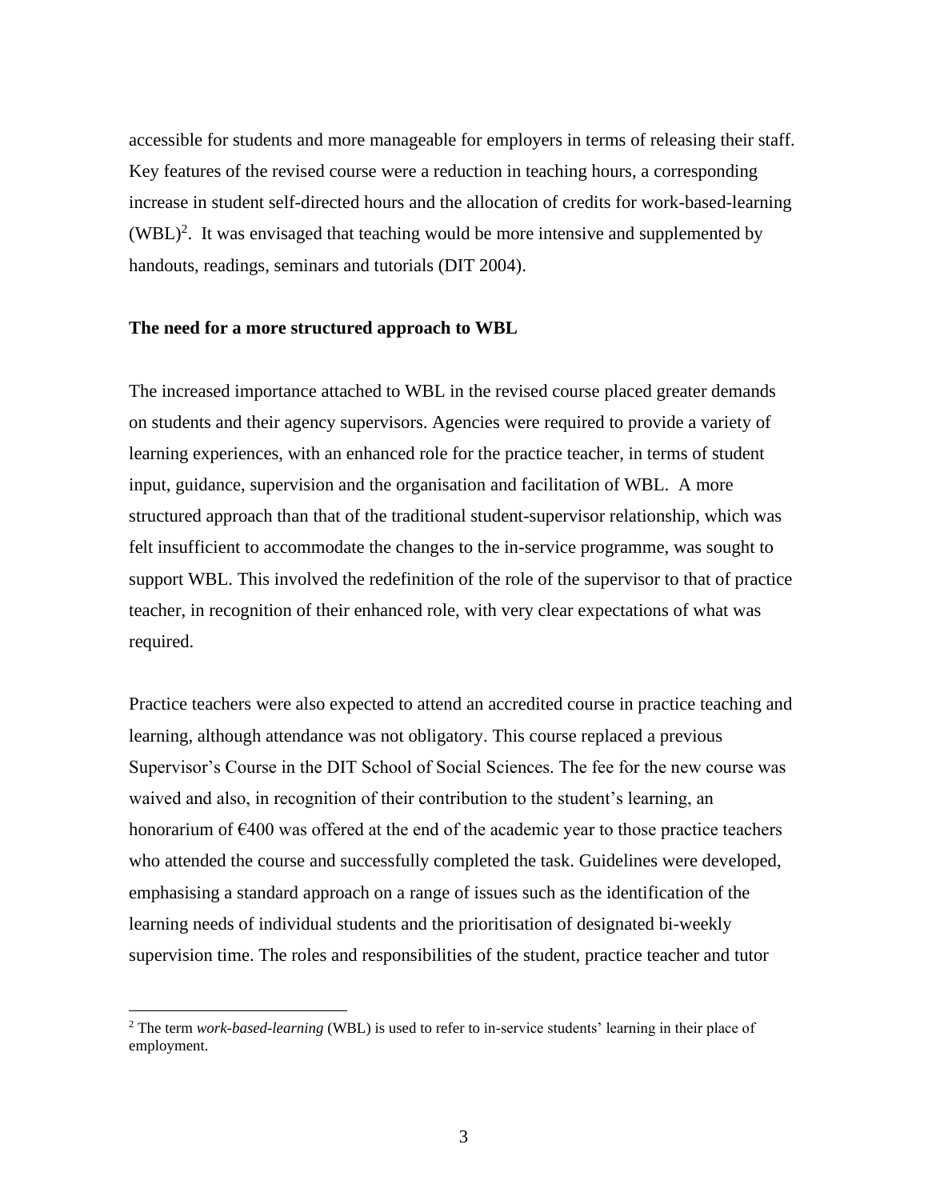accessible for students and more manageable for employers in terms of releasing their staff. Key features of the revised course were a reduction in teaching hours, a corresponding increase in student self-directed hours and the allocation of credits for work-based-learning (WBL)[2]. It was envisaged that teaching would be more intensive and supplemented by handouts, readings, seminars and tutorials (DIT 2004).

**The need for a more structured approach to WBL**

The increased importance attached to WBL in the revised course placed greater demands on students and their agency supervisors. Agencies were required to provide a variety of learning experiences, with an enhanced role for the practice teacher, in terms of student input, guidance, supervision and the organisation and facilitation of WBL. A more structured approach than that of the traditional student-supervisor relationship, which was felt insufficient to accommodate the changes to the in-service programme, was sought to support WBL. This involved the redefinition of the role of the supervisor to that of practice teacher, in recognition of their enhanced role, with very clear expectations of what was required.

Practice teachers were also expected to attend an accredited course in practice teaching and learning, although attendance was not obligatory. This course replaced a previous Supervisor's Course in the DIT School of Social Sciences. The fee for the new course was waived and also, in recognition of their contribution to the student's learning, an honorarium of €400 was offered at the end of the academic year to those practice teachers who attended the course and successfully completed the task. Guidelines were developed, emphasising a standard approach on a range of issues such as the identification of the learning needs of individual students and the prioritisation of designated bi-weekly supervision time. The roles and responsibilities of the student, practice teacher and tutor

[2] The term *work-based-learning* (WBL) is used to refer to in-service students' learning in their place of employment.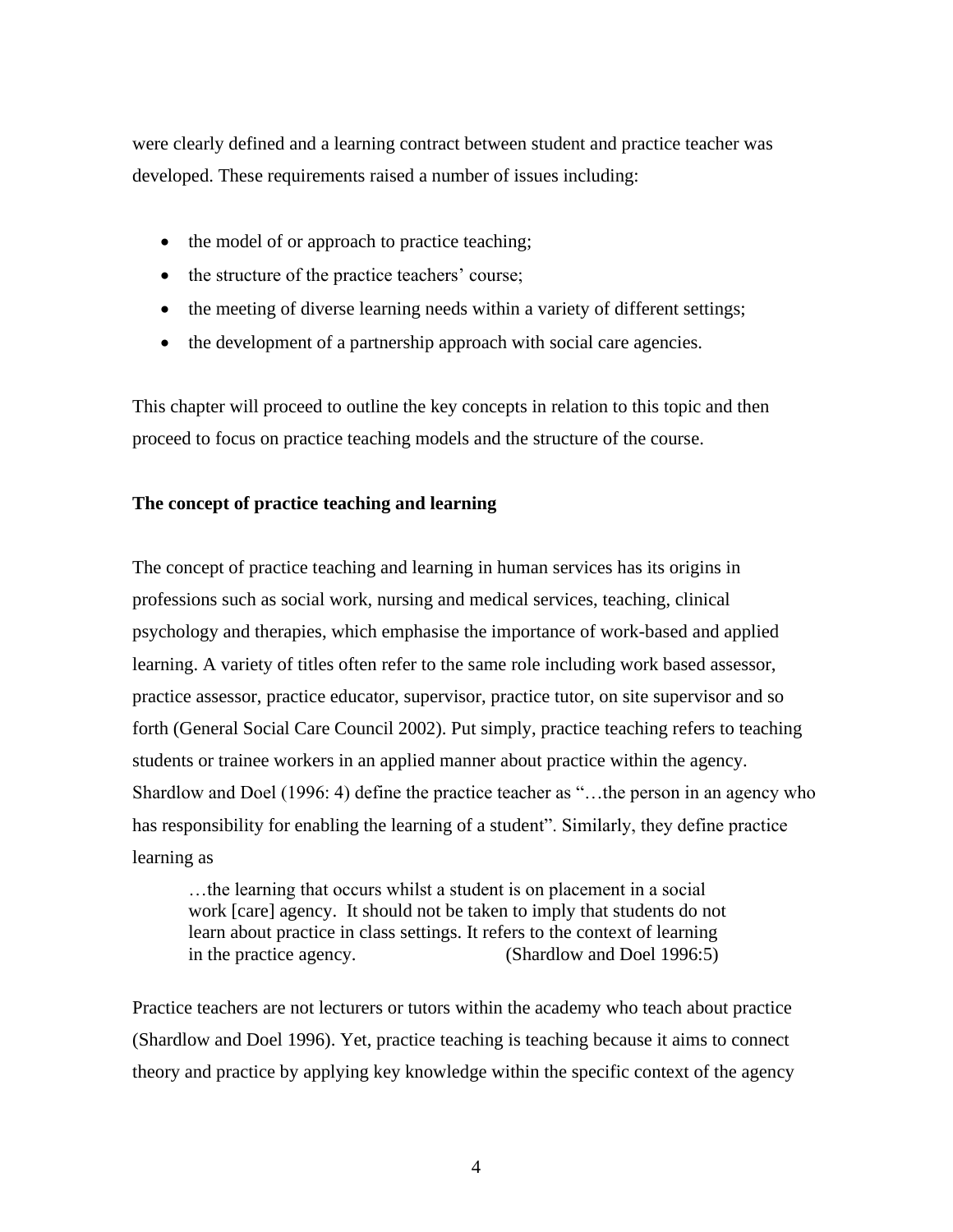were clearly defined and a learning contract between student and practice teacher was developed. These requirements raised a number of issues including:

- the model of or approach to practice teaching;
- the structure of the practice teachers' course;
- the meeting of diverse learning needs within a variety of different settings;
- the development of a partnership approach with social care agencies.

This chapter will proceed to outline the key concepts in relation to this topic and then proceed to focus on practice teaching models and the structure of the course.

**The concept of practice teaching and learning**

The concept of practice teaching and learning in human services has its origins in professions such as social work, nursing and medical services, teaching, clinical psychology and therapies, which emphasise the importance of work-based and applied learning. A variety of titles often refer to the same role including work based assessor, practice assessor, practice educator, supervisor, practice tutor, on site supervisor and so forth (General Social Care Council 2002). Put simply, practice teaching refers to teaching students or trainee workers in an applied manner about practice within the agency. Shardlow and Doel (1996: 4) define the practice teacher as "…the person in an agency who has responsibility for enabling the learning of a student". Similarly, they define practice learning as

> …the learning that occurs whilst a student is on placement in a social work [care] agency. It should not be taken to imply that students do not learn about practice in class settings. It refers to the context of learning in the practice agency. (Shardlow and Doel 1996:5)

Practice teachers are not lecturers or tutors within the academy who teach about practice (Shardlow and Doel 1996). Yet, practice teaching is teaching because it aims to connect theory and practice by applying key knowledge within the specific context of the agency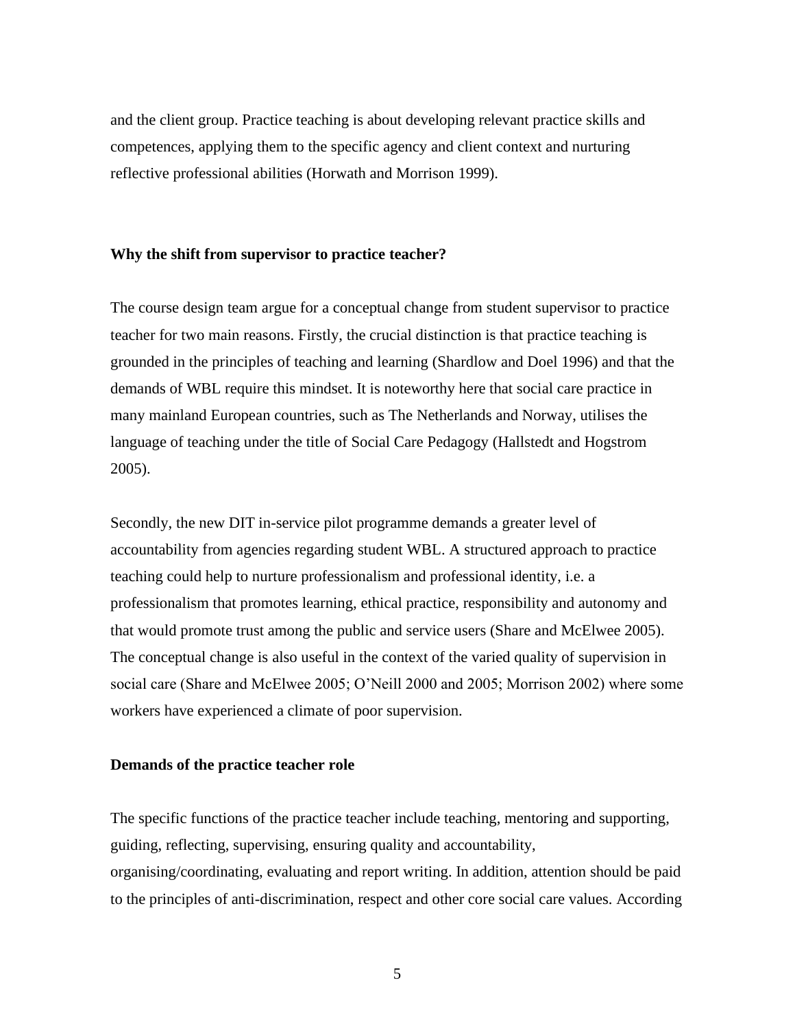and the client group. Practice teaching is about developing relevant practice skills and competences, applying them to the specific agency and client context and nurturing reflective professional abilities (Horwath and Morrison 1999).

**Why the shift from supervisor to practice teacher?**

The course design team argue for a conceptual change from student supervisor to practice teacher for two main reasons. Firstly, the crucial distinction is that practice teaching is grounded in the principles of teaching and learning (Shardlow and Doel 1996) and that the demands of WBL require this mindset. It is noteworthy here that social care practice in many mainland European countries, such as The Netherlands and Norway, utilises the language of teaching under the title of Social Care Pedagogy (Hallstedt and Hogstrom 2005).

Secondly, the new DIT in-service pilot programme demands a greater level of accountability from agencies regarding student WBL. A structured approach to practice teaching could help to nurture professionalism and professional identity, i.e. a professionalism that promotes learning, ethical practice, responsibility and autonomy and that would promote trust among the public and service users (Share and McElwee 2005). The conceptual change is also useful in the context of the varied quality of supervision in social care (Share and McElwee 2005; O'Neill 2000 and 2005; Morrison 2002) where some workers have experienced a climate of poor supervision.

**Demands of the practice teacher role**

The specific functions of the practice teacher include teaching, mentoring and supporting, guiding, reflecting, supervising, ensuring quality and accountability, organising/coordinating, evaluating and report writing. In addition, attention should be paid to the principles of anti-discrimination, respect and other core social care values. According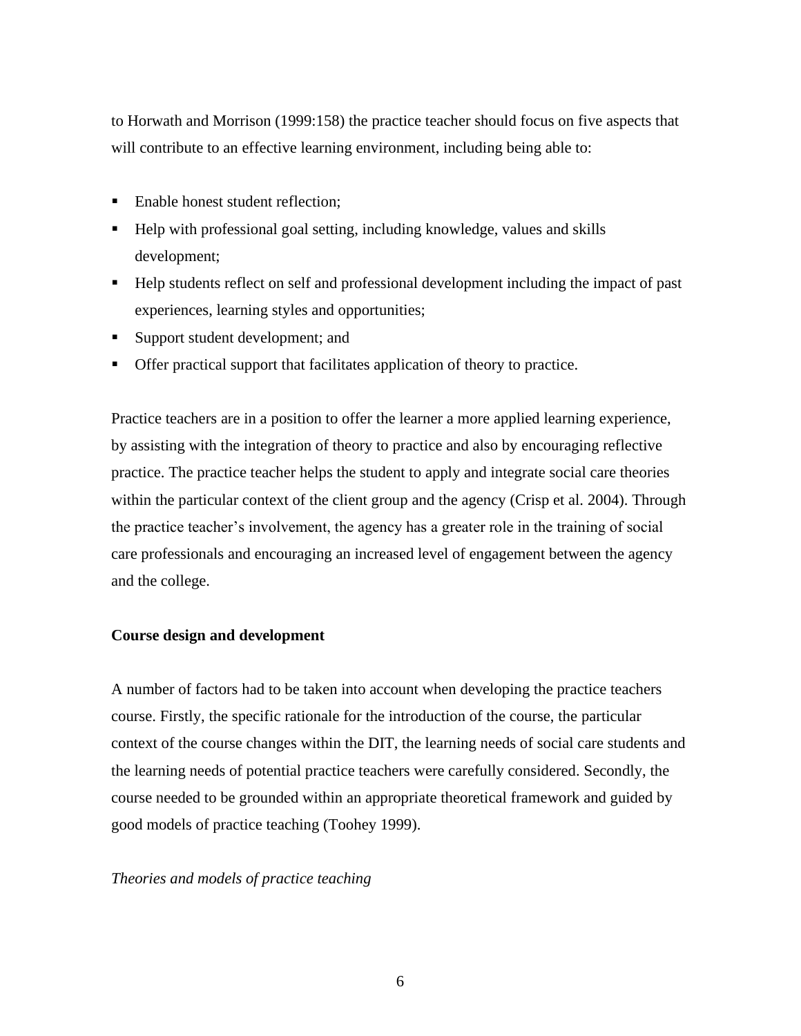to Horwath and Morrison (1999:158) the practice teacher should focus on five aspects that will contribute to an effective learning environment, including being able to:

- Enable honest student reflection;
- Help with professional goal setting, including knowledge, values and skills development;
- Help students reflect on self and professional development including the impact of past experiences, learning styles and opportunities;
- Support student development; and
- Offer practical support that facilitates application of theory to practice.

Practice teachers are in a position to offer the learner a more applied learning experience, by assisting with the integration of theory to practice and also by encouraging reflective practice. The practice teacher helps the student to apply and integrate social care theories within the particular context of the client group and the agency (Crisp et al. 2004). Through the practice teacher's involvement, the agency has a greater role in the training of social care professionals and encouraging an increased level of engagement between the agency and the college.

**Course design and development**

A number of factors had to be taken into account when developing the practice teachers course. Firstly, the specific rationale for the introduction of the course, the particular context of the course changes within the DIT, the learning needs of social care students and the learning needs of potential practice teachers were carefully considered. Secondly, the course needed to be grounded within an appropriate theoretical framework and guided by good models of practice teaching (Toohey 1999).

*Theories and models of practice teaching*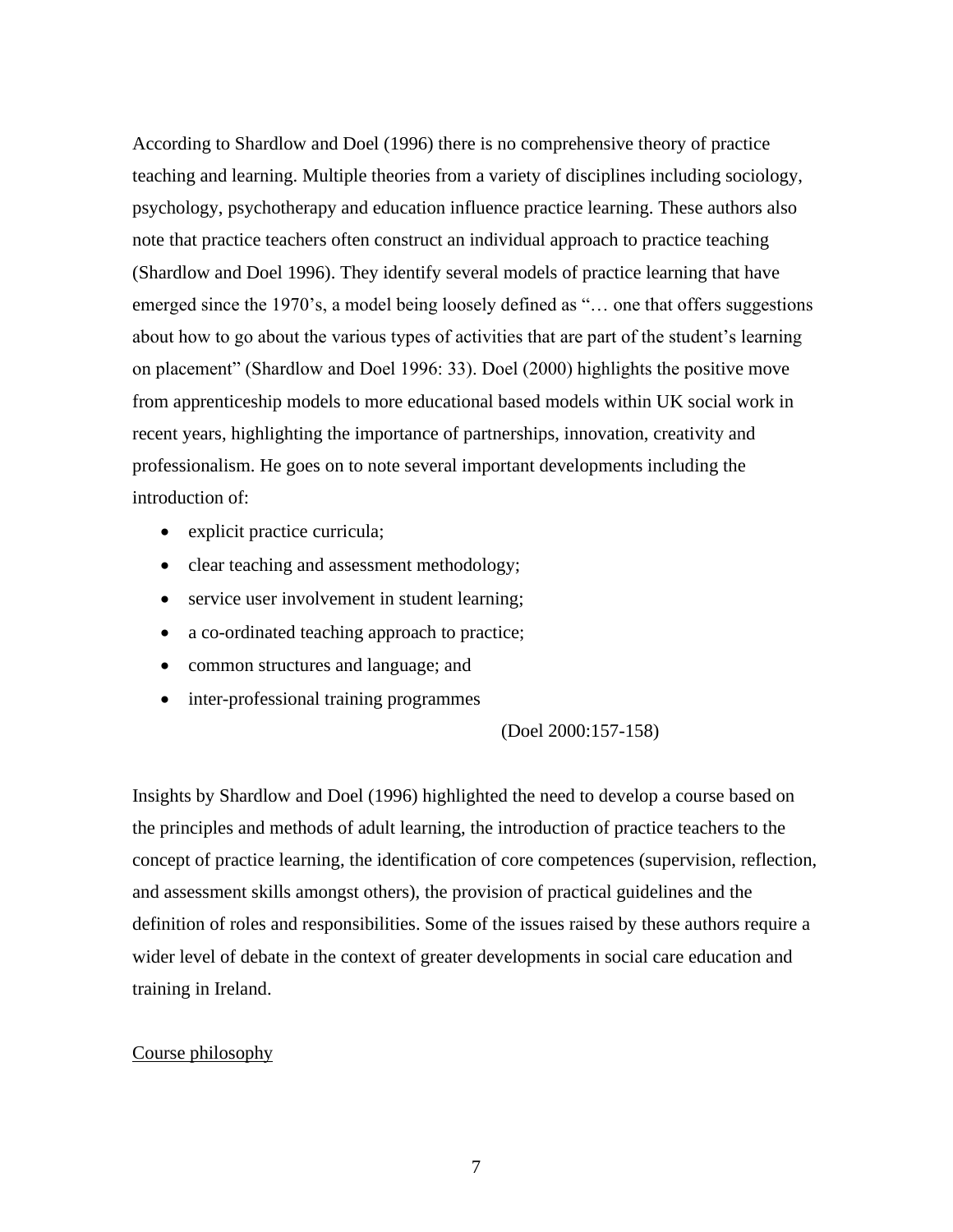According to Shardlow and Doel (1996) there is no comprehensive theory of practice teaching and learning. Multiple theories from a variety of disciplines including sociology, psychology, psychotherapy and education influence practice learning. These authors also note that practice teachers often construct an individual approach to practice teaching (Shardlow and Doel 1996). They identify several models of practice learning that have emerged since the 1970's, a model being loosely defined as "… one that offers suggestions about how to go about the various types of activities that are part of the student's learning on placement" (Shardlow and Doel 1996: 33). Doel (2000) highlights the positive move from apprenticeship models to more educational based models within UK social work in recent years, highlighting the importance of partnerships, innovation, creativity and professionalism. He goes on to note several important developments including the introduction of:

- explicit practice curricula;
- clear teaching and assessment methodology;
- service user involvement in student learning;
- a co-ordinated teaching approach to practice;
- common structures and language; and
- inter-professional training programmes

(Doel 2000:157-158)

Insights by Shardlow and Doel (1996) highlighted the need to develop a course based on the principles and methods of adult learning, the introduction of practice teachers to the concept of practice learning, the identification of core competences (supervision, reflection, and assessment skills amongst others), the provision of practical guidelines and the definition of roles and responsibilities. Some of the issues raised by these authors require a wider level of debate in the context of greater developments in social care education and training in Ireland.

## Course philosophy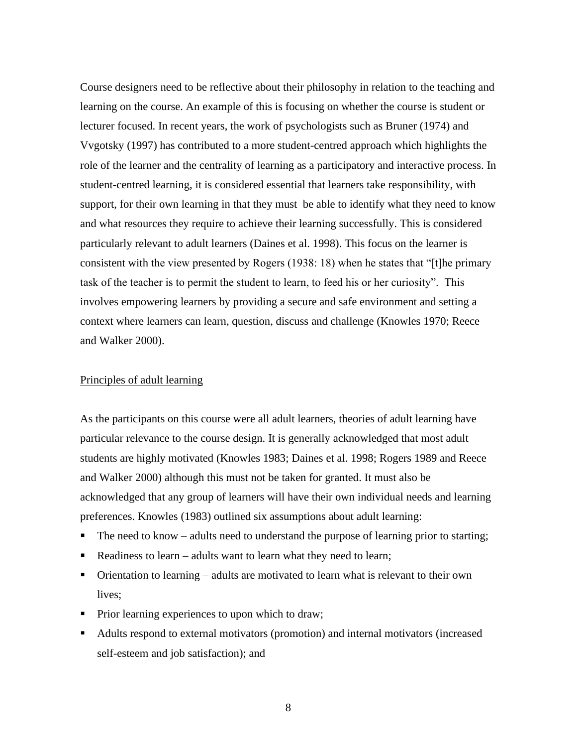Course designers need to be reflective about their philosophy in relation to the teaching and learning on the course. An example of this is focusing on whether the course is student or lecturer focused. In recent years, the work of psychologists such as Bruner (1974) and Vvgotsky (1997) has contributed to a more student-centred approach which highlights the role of the learner and the centrality of learning as a participatory and interactive process. In student-centred learning, it is considered essential that learners take responsibility, with support, for their own learning in that they must be able to identify what they need to know and what resources they require to achieve their learning successfully. This is considered particularly relevant to adult learners (Daines et al. 1998). This focus on the learner is consistent with the view presented by Rogers (1938: 18) when he states that "[t]he primary task of the teacher is to permit the student to learn, to feed his or her curiosity". This involves empowering learners by providing a secure and safe environment and setting a context where learners can learn, question, discuss and challenge (Knowles 1970; Reece and Walker 2000).

## Principles of adult learning

As the participants on this course were all adult learners, theories of adult learning have particular relevance to the course design. It is generally acknowledged that most adult students are highly motivated (Knowles 1983; Daines et al. 1998; Rogers 1989 and Reece and Walker 2000) although this must not be taken for granted. It must also be acknowledged that any group of learners will have their own individual needs and learning preferences. Knowles (1983) outlined six assumptions about adult learning:

- The need to know – adults need to understand the purpose of learning prior to starting;
- Readiness to learn – adults want to learn what they need to learn;
- Orientation to learning – adults are motivated to learn what is relevant to their own lives;
- Prior learning experiences to upon which to draw;
- Adults respond to external motivators (promotion) and internal motivators (increased self-esteem and job satisfaction); and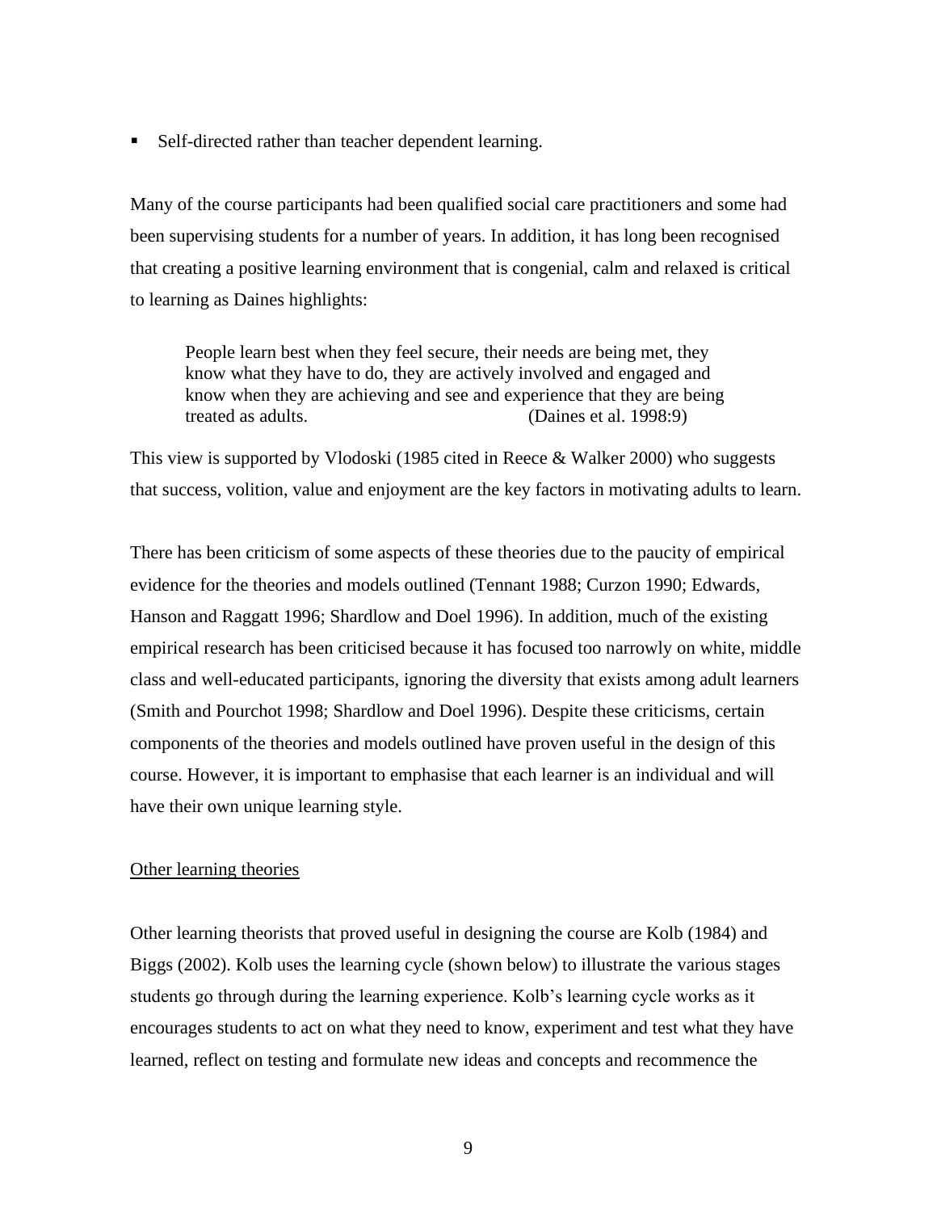- Self-directed rather than teacher dependent learning.

Many of the course participants had been qualified social care practitioners and some had been supervising students for a number of years. In addition, it has long been recognised that creating a positive learning environment that is congenial, calm and relaxed is critical to learning as Daines highlights:

> People learn best when they feel secure, their needs are being met, they know what they have to do, they are actively involved and engaged and know when they are achieving and see and experience that they are being treated as adults. (Daines et al. 1998:9)

This view is supported by Vlodoski (1985 cited in Reece & Walker 2000) who suggests that success, volition, value and enjoyment are the key factors in motivating adults to learn.

There has been criticism of some aspects of these theories due to the paucity of empirical evidence for the theories and models outlined (Tennant 1988; Curzon 1990; Edwards, Hanson and Raggatt 1996; Shardlow and Doel 1996). In addition, much of the existing empirical research has been criticised because it has focused too narrowly on white, middle class and well-educated participants, ignoring the diversity that exists among adult learners (Smith and Pourchot 1998; Shardlow and Doel 1996). Despite these criticisms, certain components of the theories and models outlined have proven useful in the design of this course. However, it is important to emphasise that each learner is an individual and will have their own unique learning style.

<u>Other learning theories</u>

Other learning theorists that proved useful in designing the course are Kolb (1984) and Biggs (2002). Kolb uses the learning cycle (shown below) to illustrate the various stages students go through during the learning experience. Kolb's learning cycle works as it encourages students to act on what they need to know, experiment and test what they have learned, reflect on testing and formulate new ideas and concepts and recommence the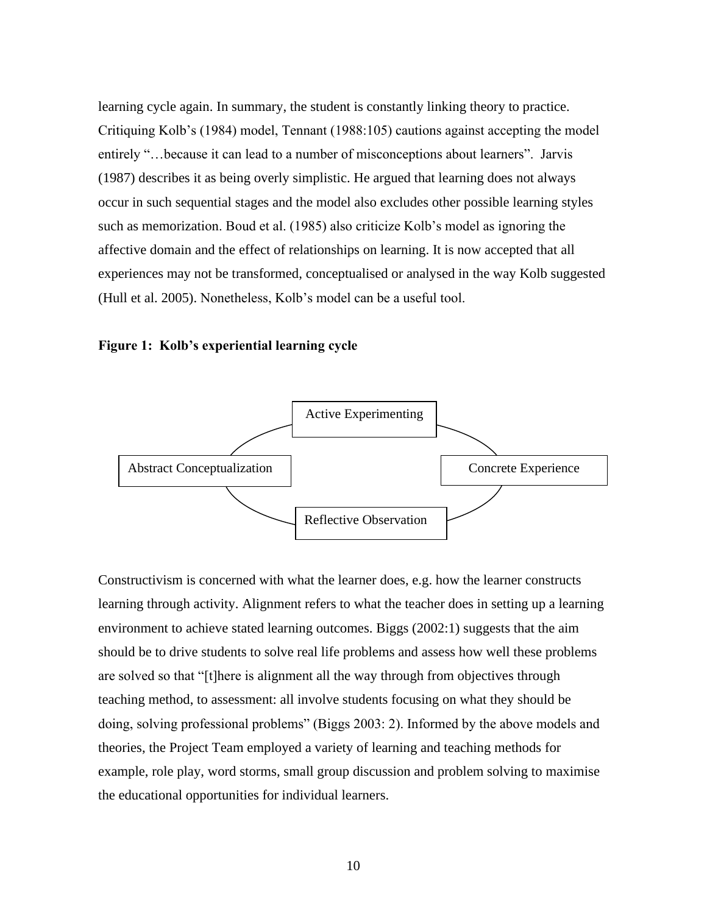learning cycle again. In summary, the student is constantly linking theory to practice. Critiquing Kolb's (1984) model, Tennant (1988:105) cautions against accepting the model entirely "…because it can lead to a number of misconceptions about learners". Jarvis (1987) describes it as being overly simplistic. He argued that learning does not always occur in such sequential stages and the model also excludes other possible learning styles such as memorization. Boud et al. (1985) also criticize Kolb's model as ignoring the affective domain and the effect of relationships on learning. It is now accepted that all experiences may not be transformed, conceptualised or analysed in the way Kolb suggested (Hull et al. 2005). Nonetheless, Kolb's model can be a useful tool.

**Figure 1: Kolb's experiential learning cycle**

Active Experimenting

Abstract Conceptualization

Concrete Experience

Reflective Observation

Constructivism is concerned with what the learner does, e.g. how the learner constructs learning through activity. Alignment refers to what the teacher does in setting up a learning environment to achieve stated learning outcomes. Biggs (2002:1) suggests that the aim should be to drive students to solve real life problems and assess how well these problems are solved so that "[t]here is alignment all the way through from objectives through teaching method, to assessment: all involve students focusing on what they should be doing, solving professional problems" (Biggs 2003: 2). Informed by the above models and theories, the Project Team employed a variety of learning and teaching methods for example, role play, word storms, small group discussion and problem solving to maximise the educational opportunities for individual learners.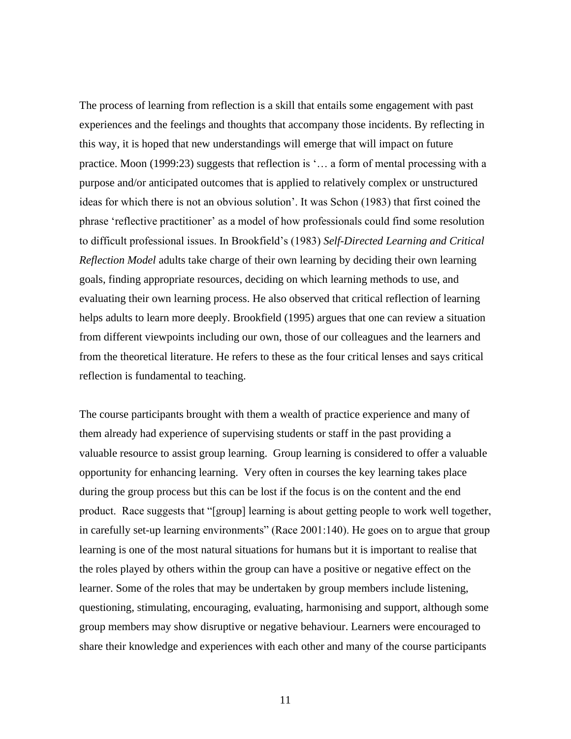The process of learning from reflection is a skill that entails some engagement with past experiences and the feelings and thoughts that accompany those incidents. By reflecting in this way, it is hoped that new understandings will emerge that will impact on future practice. Moon (1999:23) suggests that reflection is '… a form of mental processing with a purpose and/or anticipated outcomes that is applied to relatively complex or unstructured ideas for which there is not an obvious solution'. It was Schon (1983) that first coined the phrase 'reflective practitioner' as a model of how professionals could find some resolution to difficult professional issues. In Brookfield's (1983) *Self-Directed Learning and Critical Reflection Model* adults take charge of their own learning by deciding their own learning goals, finding appropriate resources, deciding on which learning methods to use, and evaluating their own learning process. He also observed that critical reflection of learning helps adults to learn more deeply. Brookfield (1995) argues that one can review a situation from different viewpoints including our own, those of our colleagues and the learners and from the theoretical literature. He refers to these as the four critical lenses and says critical reflection is fundamental to teaching.

The course participants brought with them a wealth of practice experience and many of them already had experience of supervising students or staff in the past providing a valuable resource to assist group learning. Group learning is considered to offer a valuable opportunity for enhancing learning. Very often in courses the key learning takes place during the group process but this can be lost if the focus is on the content and the end product. Race suggests that "[group] learning is about getting people to work well together, in carefully set-up learning environments" (Race 2001:140). He goes on to argue that group learning is one of the most natural situations for humans but it is important to realise that the roles played by others within the group can have a positive or negative effect on the learner. Some of the roles that may be undertaken by group members include listening, questioning, stimulating, encouraging, evaluating, harmonising and support, although some group members may show disruptive or negative behaviour. Learners were encouraged to share their knowledge and experiences with each other and many of the course participants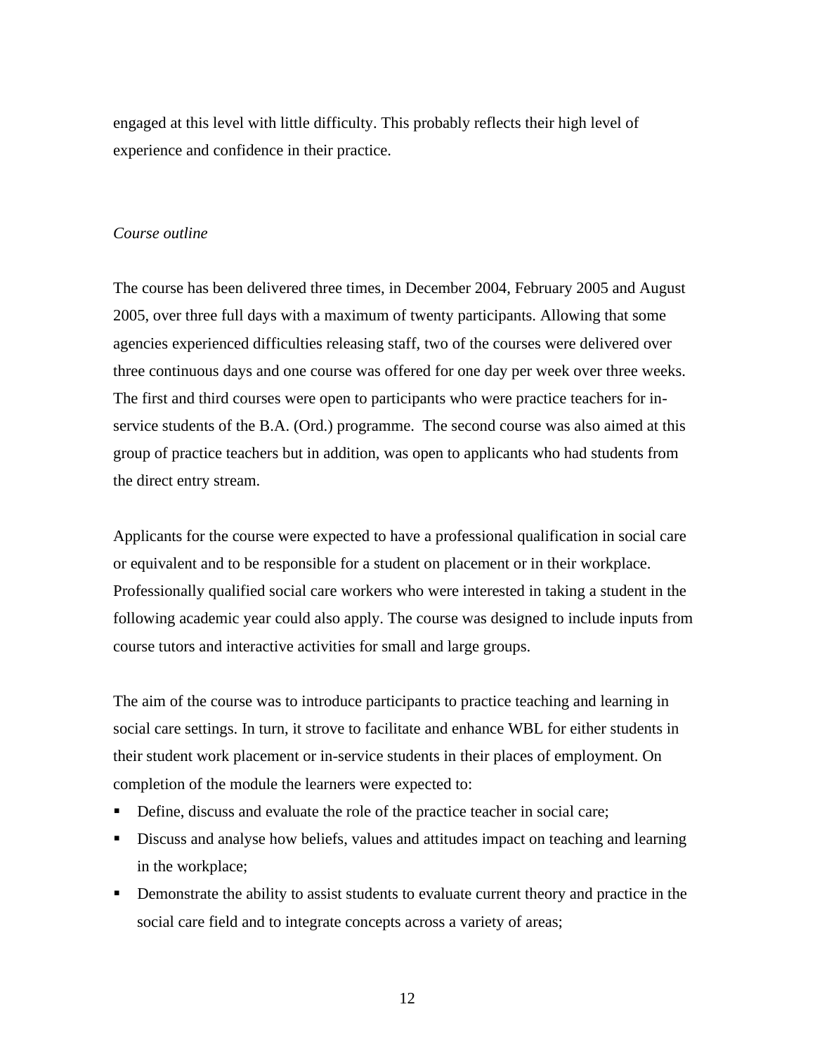engaged at this level with little difficulty. This probably reflects their high level of experience and confidence in their practice.

*Course outline*

The course has been delivered three times, in December 2004, February 2005 and August 2005, over three full days with a maximum of twenty participants. Allowing that some agencies experienced difficulties releasing staff, two of the courses were delivered over three continuous days and one course was offered for one day per week over three weeks. The first and third courses were open to participants who were practice teachers for in-service students of the B.A. (Ord.) programme. The second course was also aimed at this group of practice teachers but in addition, was open to applicants who had students from the direct entry stream.

Applicants for the course were expected to have a professional qualification in social care or equivalent and to be responsible for a student on placement or in their workplace. Professionally qualified social care workers who were interested in taking a student in the following academic year could also apply. The course was designed to include inputs from course tutors and interactive activities for small and large groups.

The aim of the course was to introduce participants to practice teaching and learning in social care settings. In turn, it strove to facilitate and enhance WBL for either students in their student work placement or in-service students in their places of employment. On completion of the module the learners were expected to:

- Define, discuss and evaluate the role of the practice teacher in social care;
- Discuss and analyse how beliefs, values and attitudes impact on teaching and learning in the workplace;
- Demonstrate the ability to assist students to evaluate current theory and practice in the social care field and to integrate concepts across a variety of areas;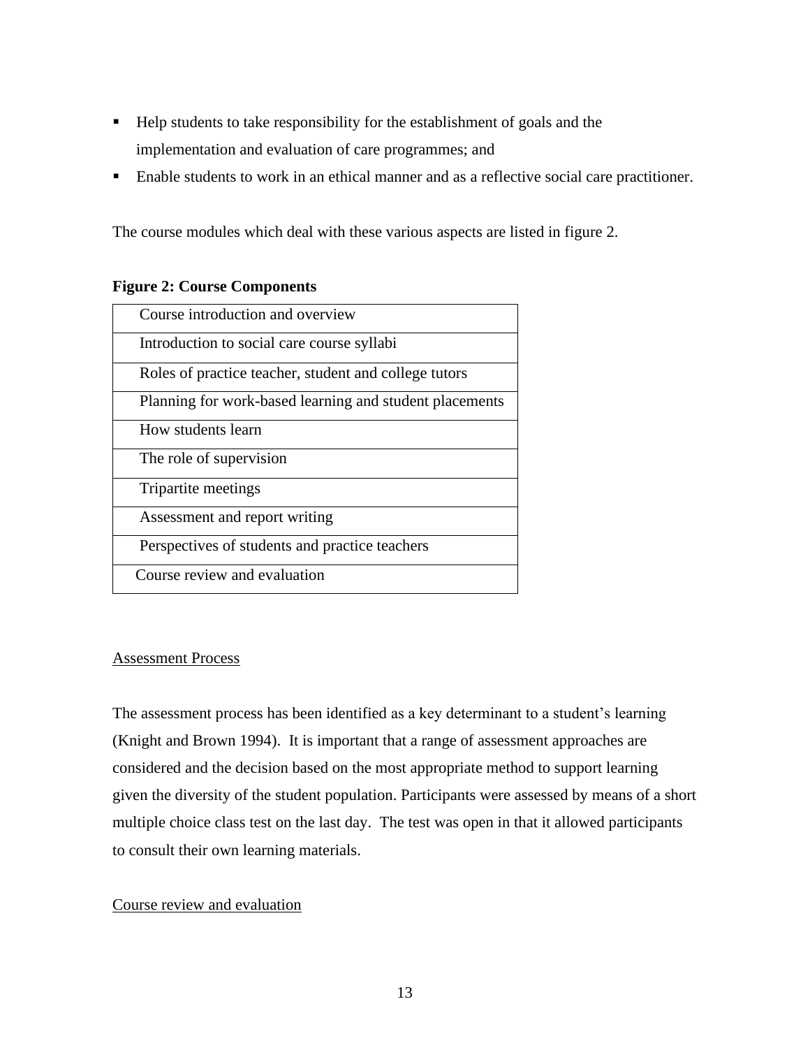- Help students to take responsibility for the establishment of goals and the implementation and evaluation of care programmes; and
- Enable students to work in an ethical manner and as a reflective social care practitioner.

The course modules which deal with these various aspects are listed in figure 2.

**Figure 2: Course Components**

| Course introduction and overview |
|---|
| Introduction to social care course syllabi |
| Roles of practice teacher, student and college tutors |
| Planning for work-based learning and student placements |
| How students learn |
| The role of supervision |
| Tripartite meetings |
| Assessment and report writing |
| Perspectives of students and practice teachers |
| Course review and evaluation |

<u>Assessment Process</u>

The assessment process has been identified as a key determinant to a student's learning (Knight and Brown 1994). It is important that a range of assessment approaches are considered and the decision based on the most appropriate method to support learning given the diversity of the student population. Participants were assessed by means of a short multiple choice class test on the last day. The test was open in that it allowed participants to consult their own learning materials.

<u>Course review and evaluation</u>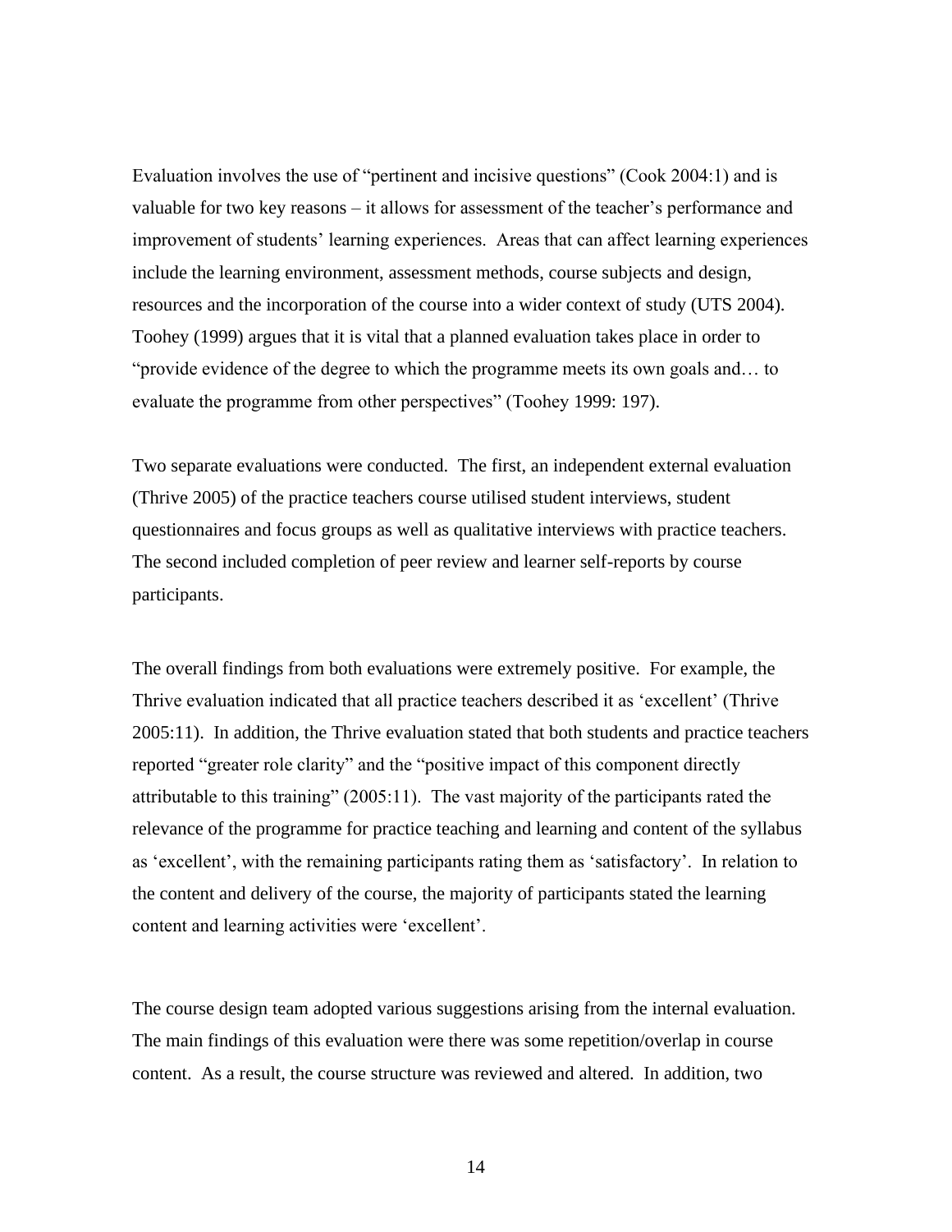Evaluation involves the use of "pertinent and incisive questions" (Cook 2004:1) and is valuable for two key reasons – it allows for assessment of the teacher's performance and improvement of students' learning experiences. Areas that can affect learning experiences include the learning environment, assessment methods, course subjects and design, resources and the incorporation of the course into a wider context of study (UTS 2004). Toohey (1999) argues that it is vital that a planned evaluation takes place in order to "provide evidence of the degree to which the programme meets its own goals and… to evaluate the programme from other perspectives" (Toohey 1999: 197).

Two separate evaluations were conducted. The first, an independent external evaluation (Thrive 2005) of the practice teachers course utilised student interviews, student questionnaires and focus groups as well as qualitative interviews with practice teachers. The second included completion of peer review and learner self-reports by course participants.

The overall findings from both evaluations were extremely positive. For example, the Thrive evaluation indicated that all practice teachers described it as 'excellent' (Thrive 2005:11). In addition, the Thrive evaluation stated that both students and practice teachers reported "greater role clarity" and the "positive impact of this component directly attributable to this training" (2005:11). The vast majority of the participants rated the relevance of the programme for practice teaching and learning and content of the syllabus as 'excellent', with the remaining participants rating them as 'satisfactory'. In relation to the content and delivery of the course, the majority of participants stated the learning content and learning activities were 'excellent'.

The course design team adopted various suggestions arising from the internal evaluation. The main findings of this evaluation were there was some repetition/overlap in course content. As a result, the course structure was reviewed and altered. In addition, two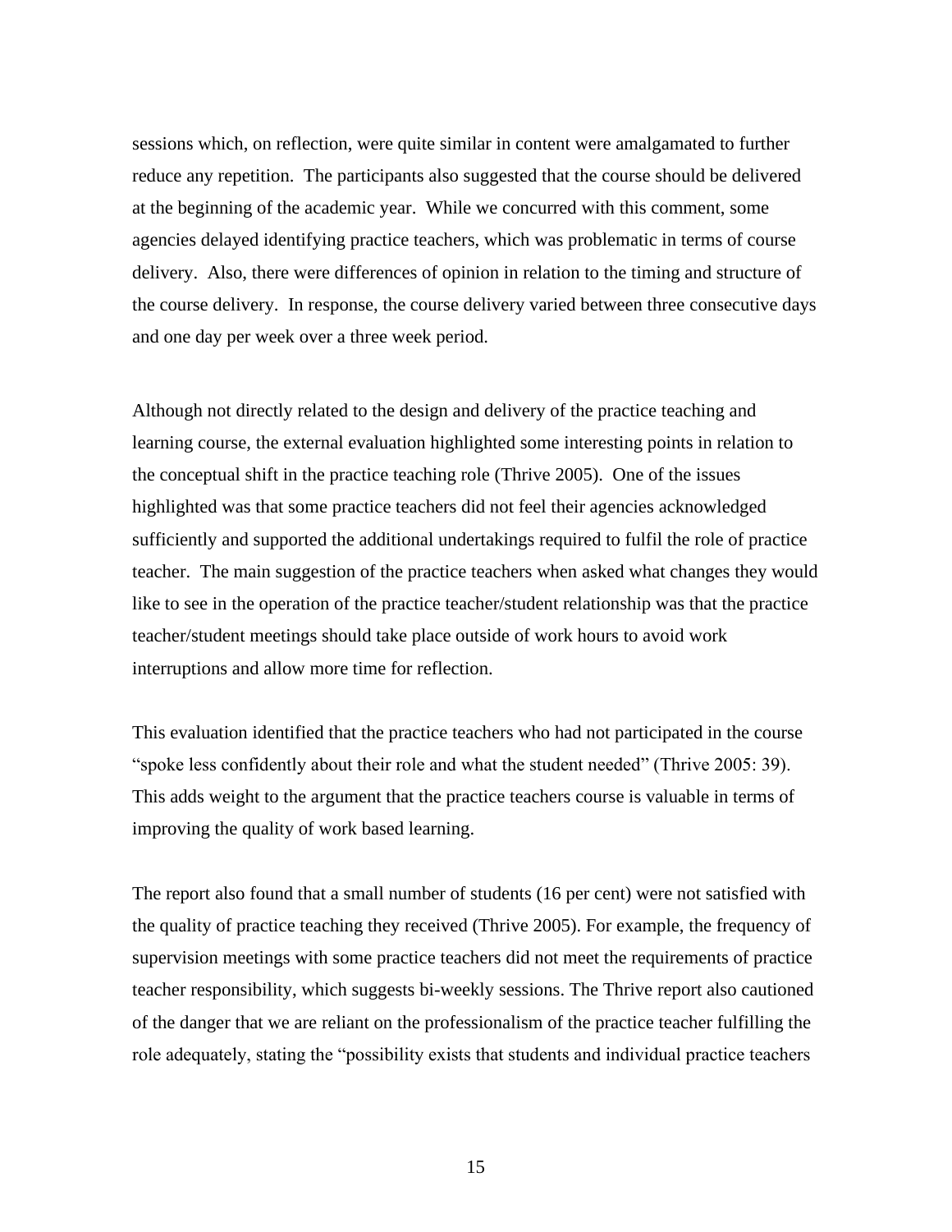sessions which, on reflection, were quite similar in content were amalgamated to further reduce any repetition. The participants also suggested that the course should be delivered at the beginning of the academic year. While we concurred with this comment, some agencies delayed identifying practice teachers, which was problematic in terms of course delivery. Also, there were differences of opinion in relation to the timing and structure of the course delivery. In response, the course delivery varied between three consecutive days and one day per week over a three week period.

Although not directly related to the design and delivery of the practice teaching and learning course, the external evaluation highlighted some interesting points in relation to the conceptual shift in the practice teaching role (Thrive 2005). One of the issues highlighted was that some practice teachers did not feel their agencies acknowledged sufficiently and supported the additional undertakings required to fulfil the role of practice teacher. The main suggestion of the practice teachers when asked what changes they would like to see in the operation of the practice teacher/student relationship was that the practice teacher/student meetings should take place outside of work hours to avoid work interruptions and allow more time for reflection.

This evaluation identified that the practice teachers who had not participated in the course "spoke less confidently about their role and what the student needed" (Thrive 2005: 39). This adds weight to the argument that the practice teachers course is valuable in terms of improving the quality of work based learning.

The report also found that a small number of students (16 per cent) were not satisfied with the quality of practice teaching they received (Thrive 2005). For example, the frequency of supervision meetings with some practice teachers did not meet the requirements of practice teacher responsibility, which suggests bi-weekly sessions. The Thrive report also cautioned of the danger that we are reliant on the professionalism of the practice teacher fulfilling the role adequately, stating the "possibility exists that students and individual practice teachers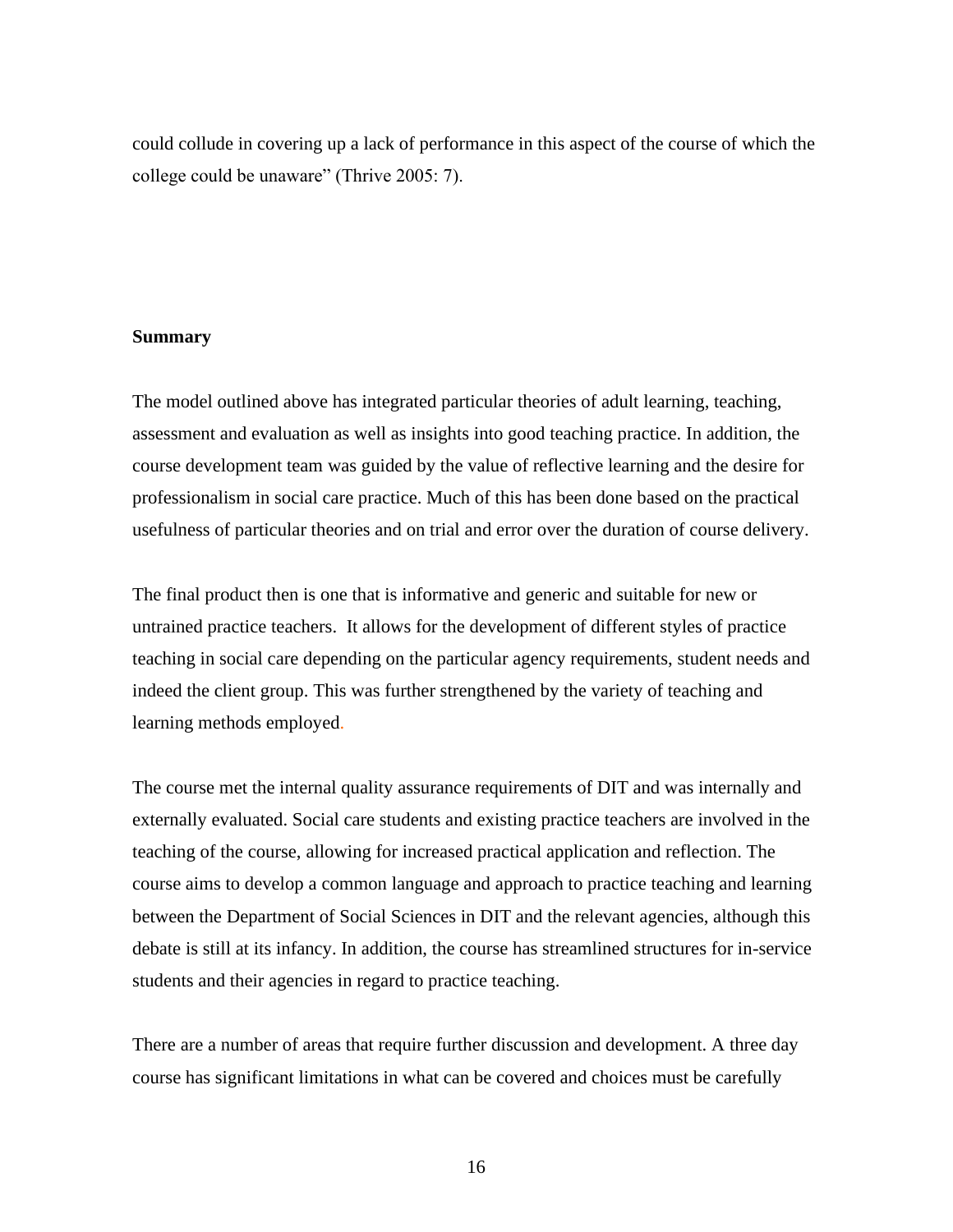could collude in covering up a lack of performance in this aspect of the course of which the college could be unaware" (Thrive 2005: 7).

**Summary**

The model outlined above has integrated particular theories of adult learning, teaching, assessment and evaluation as well as insights into good teaching practice. In addition, the course development team was guided by the value of reflective learning and the desire for professionalism in social care practice. Much of this has been done based on the practical usefulness of particular theories and on trial and error over the duration of course delivery.

The final product then is one that is informative and generic and suitable for new or untrained practice teachers. It allows for the development of different styles of practice teaching in social care depending on the particular agency requirements, student needs and indeed the client group. This was further strengthened by the variety of teaching and learning methods employed.

The course met the internal quality assurance requirements of DIT and was internally and externally evaluated. Social care students and existing practice teachers are involved in the teaching of the course, allowing for increased practical application and reflection. The course aims to develop a common language and approach to practice teaching and learning between the Department of Social Sciences in DIT and the relevant agencies, although this debate is still at its infancy. In addition, the course has streamlined structures for in-service students and their agencies in regard to practice teaching.

There are a number of areas that require further discussion and development. A three day course has significant limitations in what can be covered and choices must be carefully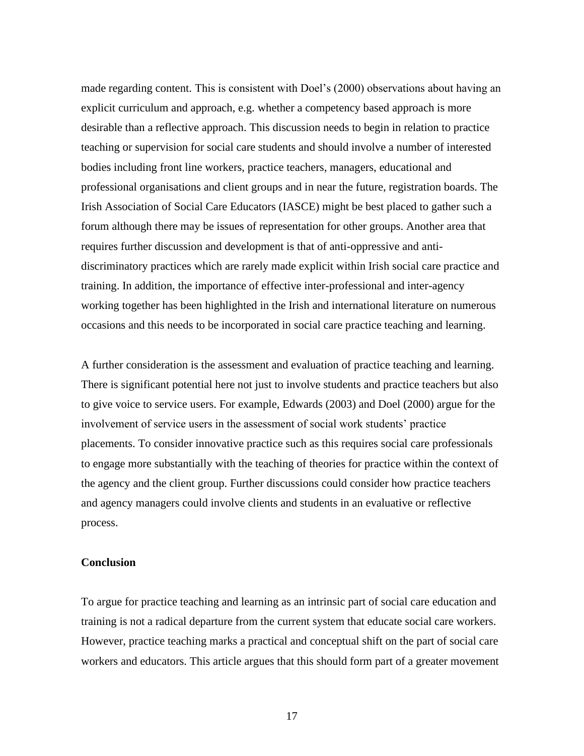made regarding content. This is consistent with Doel's (2000) observations about having an explicit curriculum and approach, e.g. whether a competency based approach is more desirable than a reflective approach. This discussion needs to begin in relation to practice teaching or supervision for social care students and should involve a number of interested bodies including front line workers, practice teachers, managers, educational and professional organisations and client groups and in near the future, registration boards. The Irish Association of Social Care Educators (IASCE) might be best placed to gather such a forum although there may be issues of representation for other groups. Another area that requires further discussion and development is that of anti-oppressive and anti-discriminatory practices which are rarely made explicit within Irish social care practice and training. In addition, the importance of effective inter-professional and inter-agency working together has been highlighted in the Irish and international literature on numerous occasions and this needs to be incorporated in social care practice teaching and learning.

A further consideration is the assessment and evaluation of practice teaching and learning. There is significant potential here not just to involve students and practice teachers but also to give voice to service users. For example, Edwards (2003) and Doel (2000) argue for the involvement of service users in the assessment of social work students' practice placements. To consider innovative practice such as this requires social care professionals to engage more substantially with the teaching of theories for practice within the context of the agency and the client group. Further discussions could consider how practice teachers and agency managers could involve clients and students in an evaluative or reflective process.

**Conclusion**

To argue for practice teaching and learning as an intrinsic part of social care education and training is not a radical departure from the current system that educate social care workers. However, practice teaching marks a practical and conceptual shift on the part of social care workers and educators. This article argues that this should form part of a greater movement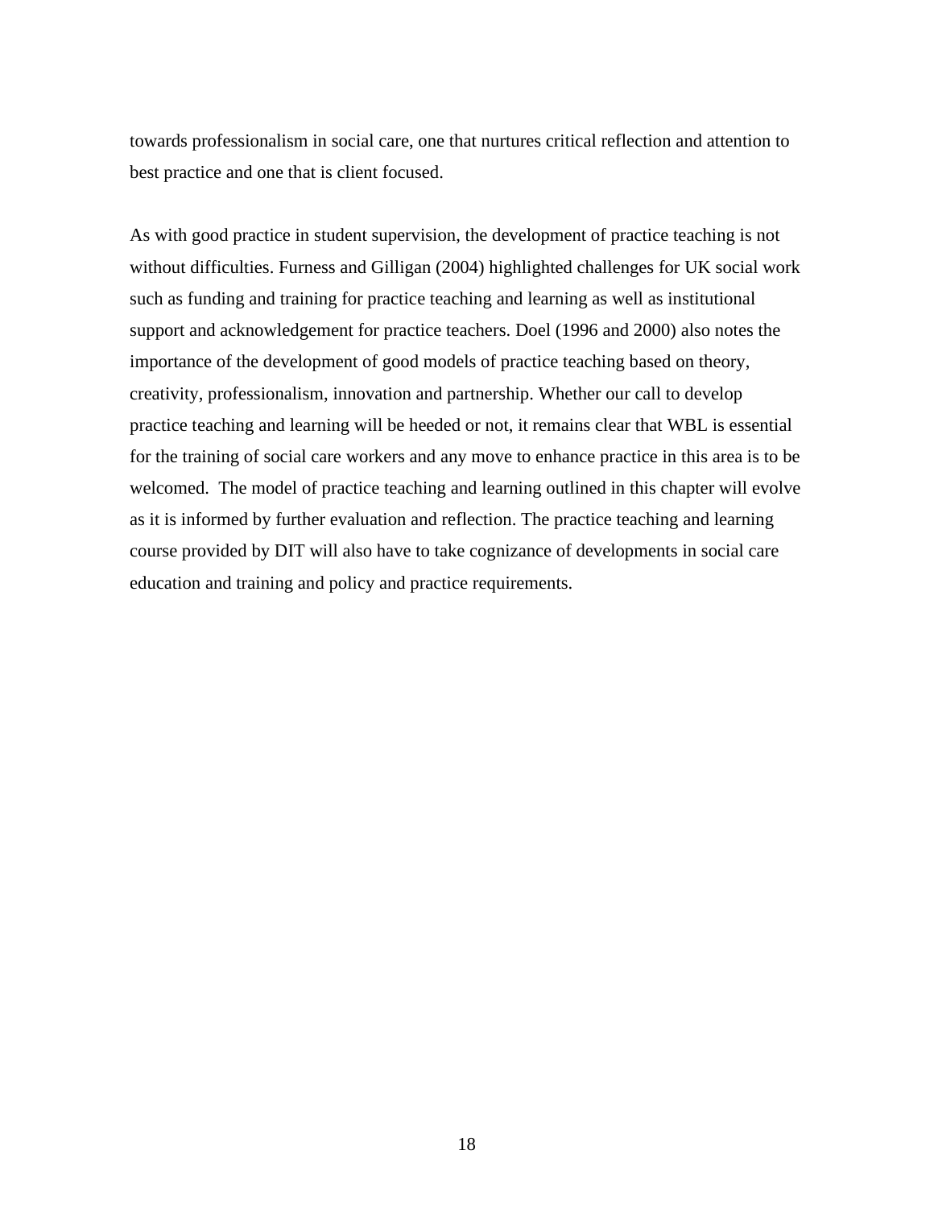towards professionalism in social care, one that nurtures critical reflection and attention to best practice and one that is client focused.

As with good practice in student supervision, the development of practice teaching is not without difficulties. Furness and Gilligan (2004) highlighted challenges for UK social work such as funding and training for practice teaching and learning as well as institutional support and acknowledgement for practice teachers. Doel (1996 and 2000) also notes the importance of the development of good models of practice teaching based on theory, creativity, professionalism, innovation and partnership. Whether our call to develop practice teaching and learning will be heeded or not, it remains clear that WBL is essential for the training of social care workers and any move to enhance practice in this area is to be welcomed. The model of practice teaching and learning outlined in this chapter will evolve as it is informed by further evaluation and reflection. The practice teaching and learning course provided by DIT will also have to take cognizance of developments in social care education and training and policy and practice requirements.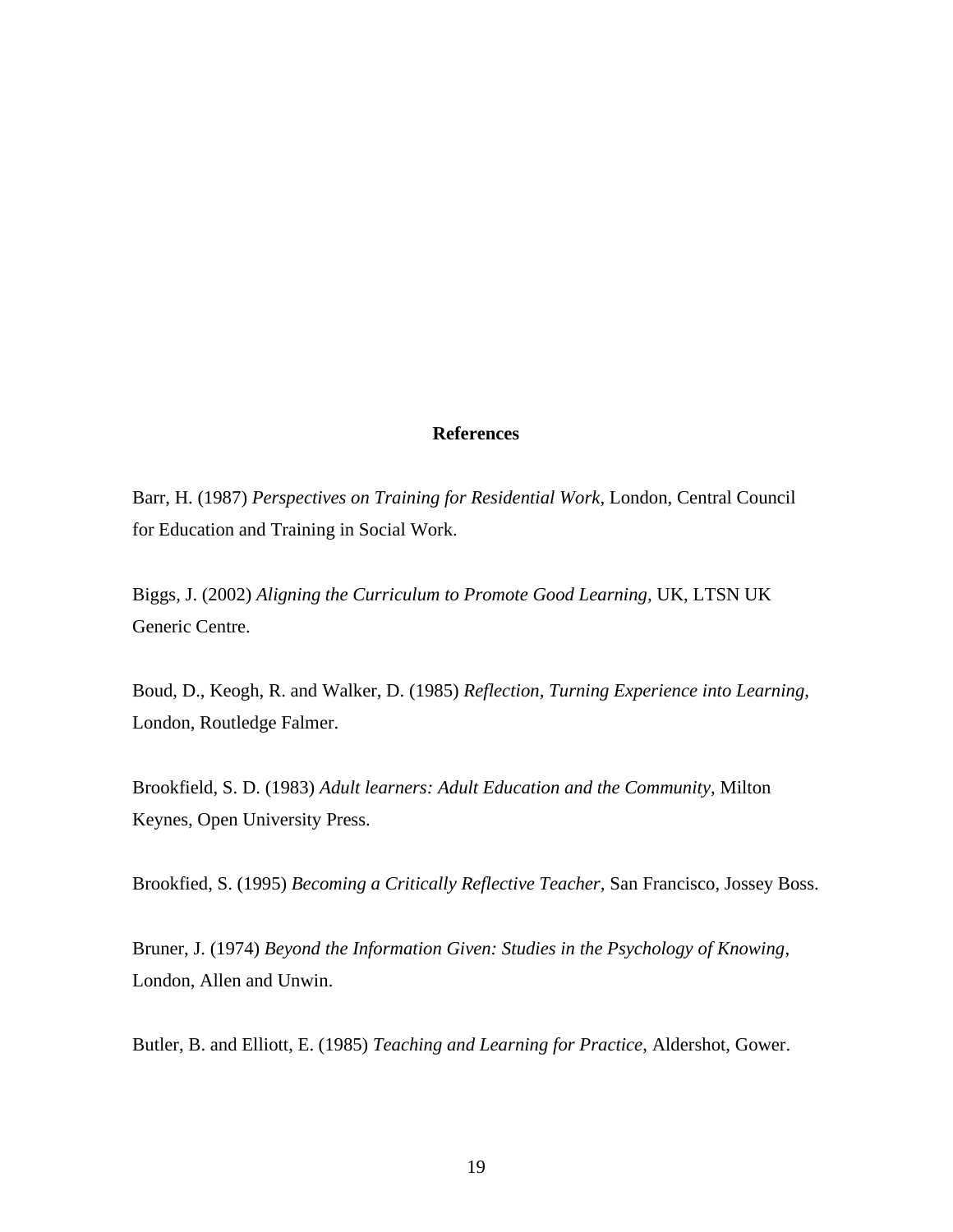## References

Barr, H. (1987) *Perspectives on Training for Residential Work*, London, Central Council for Education and Training in Social Work.

Biggs, J. (2002) *Aligning the Curriculum to Promote Good Learning,* UK, LTSN UK Generic Centre.

Boud, D., Keogh, R. and Walker, D. (1985) *Reflection, Turning Experience into Learning,* London, Routledge Falmer.

Brookfield, S. D. (1983) *Adult learners: Adult Education and the Community,* Milton Keynes, Open University Press.

Brookfied, S. (1995) *Becoming a Critically Reflective Teacher,* San Francisco, Jossey Boss.

Bruner, J. (1974) *Beyond the Information Given: Studies in the Psychology of Knowing*, London, Allen and Unwin.

Butler, B. and Elliott, E. (1985) *Teaching and Learning for Practice,* Aldershot, Gower.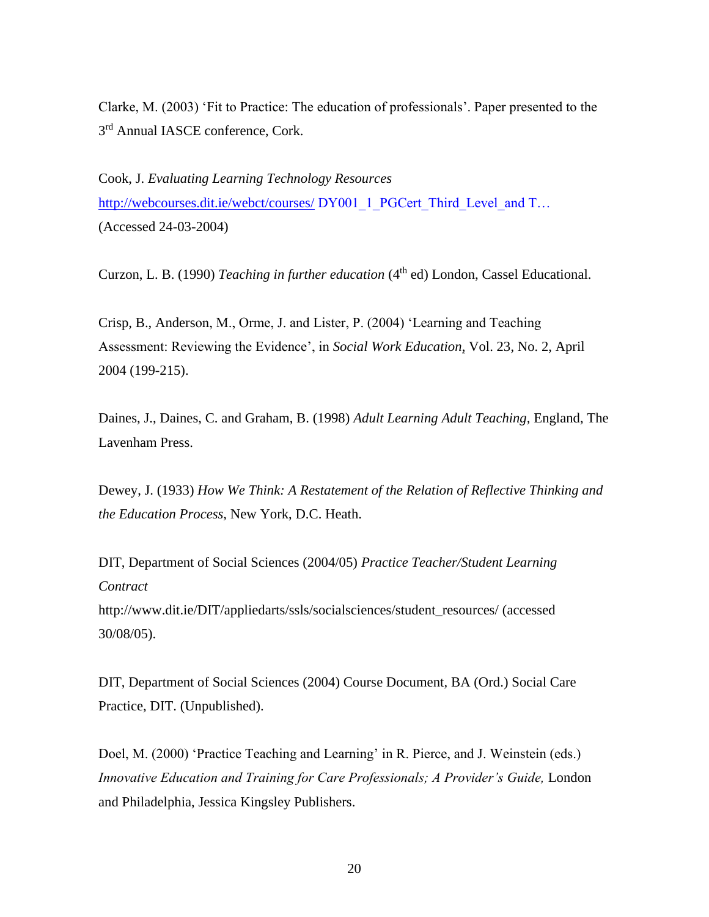Clarke, M. (2003) 'Fit to Practice: The education of professionals'. Paper presented to the 3rd Annual IASCE conference, Cork.

Cook, J. *Evaluating Learning Technology Resources* http://webcourses.dit.ie/webct/courses/ DY001_1_PGCert_Third_Level_and T… (Accessed 24-03-2004)

Curzon, L. B. (1990) *Teaching in further education* (4th ed) London, Cassel Educational.

Crisp, B., Anderson, M., Orme, J. and Lister, P. (2004) 'Learning and Teaching Assessment: Reviewing the Evidence', in *Social Work Education*, Vol. 23, No. 2, April 2004 (199-215).

Daines, J., Daines, C. and Graham, B. (1998) *Adult Learning Adult Teaching,* England, The Lavenham Press.

Dewey, J. (1933) *How We Think: A Restatement of the Relation of Reflective Thinking and the Education Process,* New York, D.C. Heath.

DIT, Department of Social Sciences (2004/05) *Practice Teacher/Student Learning Contract* http://www.dit.ie/DIT/appliedarts/ssls/socialsciences/student_resources/ (accessed 30/08/05).

DIT, Department of Social Sciences (2004) Course Document, BA (Ord.) Social Care Practice, DIT. (Unpublished).

Doel, M. (2000) 'Practice Teaching and Learning' in R. Pierce, and J. Weinstein (eds.) *Innovative Education and Training for Care Professionals; A Provider's Guide,* London and Philadelphia, Jessica Kingsley Publishers.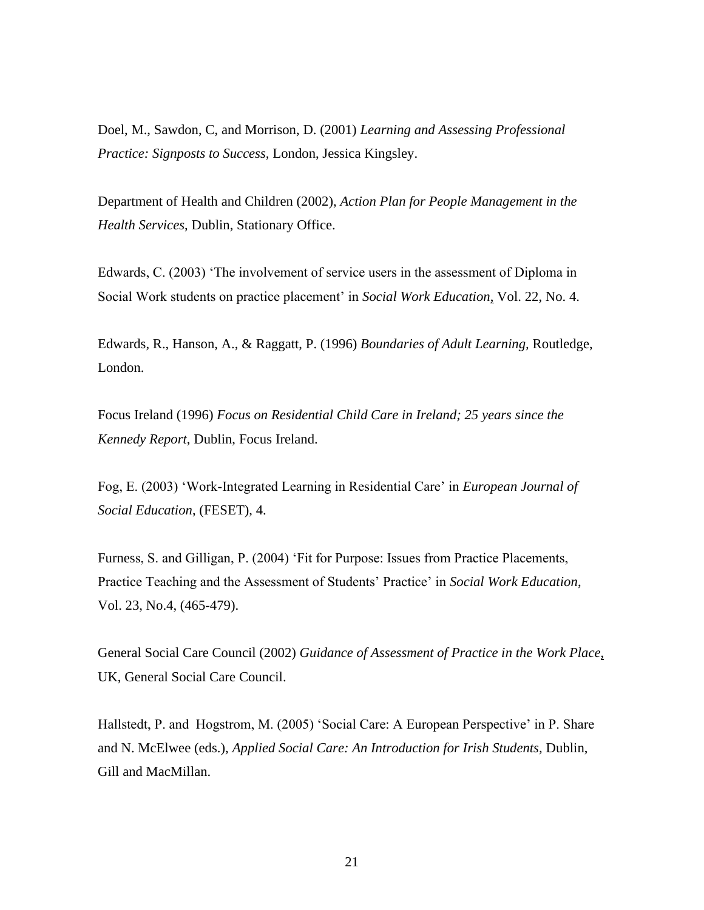Doel, M., Sawdon, C, and Morrison, D. (2001) *Learning and Assessing Professional Practice: Signposts to Success*, London, Jessica Kingsley.

Department of Health and Children (2002), *Action Plan for People Management in the Health Services*, Dublin, Stationary Office.

Edwards, C. (2003) 'The involvement of service users in the assessment of Diploma in Social Work students on practice placement' in *Social Work Education*, Vol. 22, No. 4.

Edwards, R., Hanson, A., & Raggatt, P. (1996) *Boundaries of Adult Learning*, Routledge, London.

Focus Ireland (1996) *Focus on Residential Child Care in Ireland; 25 years since the Kennedy Report*, Dublin, Focus Ireland.

Fog, E. (2003) 'Work-Integrated Learning in Residential Care' in *European Journal of Social Education*, (FESET), 4.

Furness, S. and Gilligan, P. (2004) 'Fit for Purpose: Issues from Practice Placements, Practice Teaching and the Assessment of Students' Practice' in *Social Work Education*, Vol. 23, No.4, (465-479).

General Social Care Council (2002) *Guidance of Assessment of Practice in the Work Place*, UK, General Social Care Council.

Hallstedt, P. and Hogstrom, M. (2005) 'Social Care: A European Perspective' in P. Share and N. McElwee (eds.), *Applied Social Care: An Introduction for Irish Students,* Dublin, Gill and MacMillan.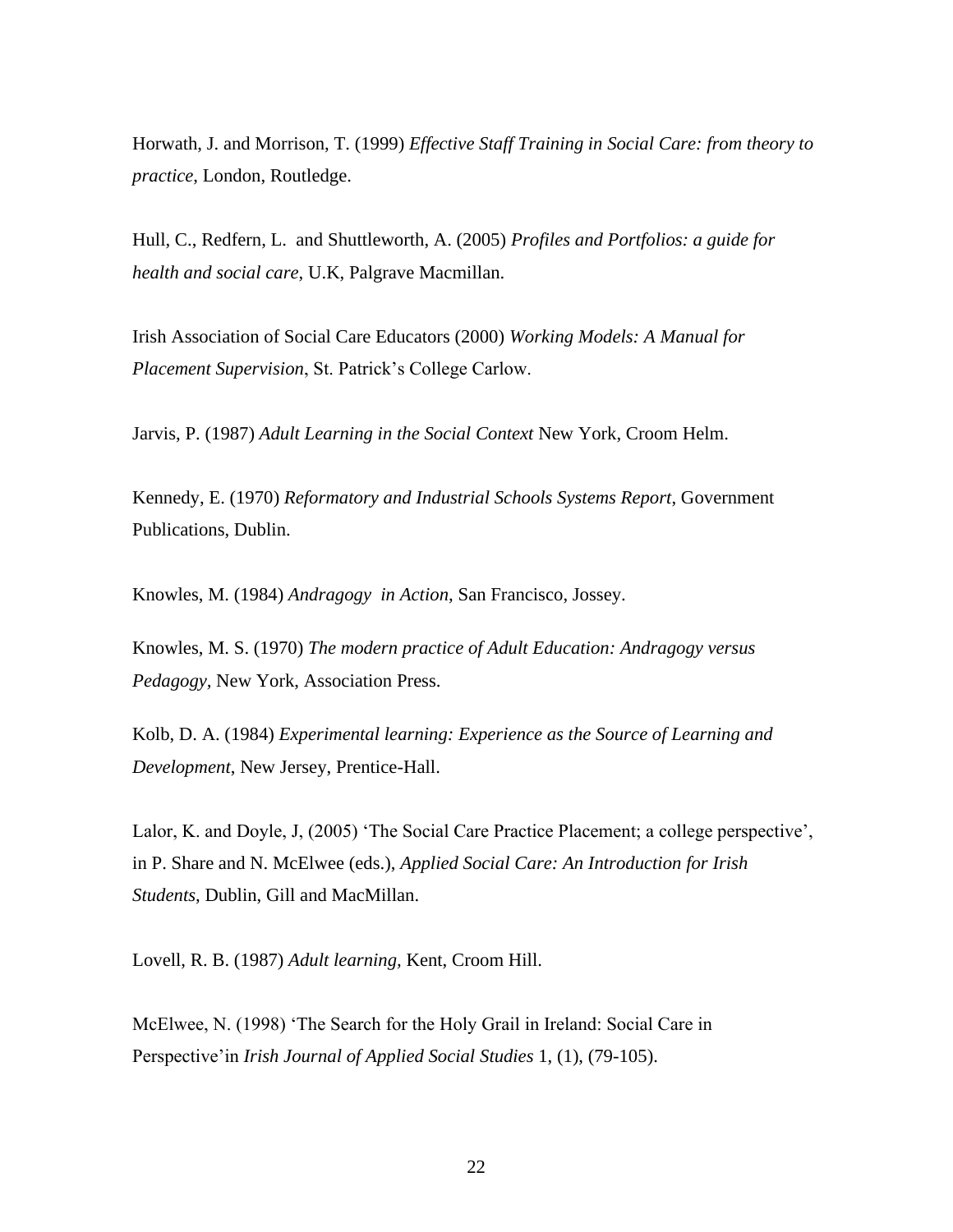Horwath, J. and Morrison, T. (1999) *Effective Staff Training in Social Care: from theory to practice*, London, Routledge.

Hull, C., Redfern, L.  and Shuttleworth, A. (2005) *Profiles and Portfolios: a guide for health and social care*, U.K, Palgrave Macmillan.

Irish Association of Social Care Educators (2000) *Working Models: A Manual for Placement Supervision*, St. Patrick's College Carlow.

Jarvis, P. (1987) *Adult Learning in the Social Context* New York, Croom Helm.

Kennedy, E. (1970) *Reformatory and Industrial Schools Systems Report*, Government Publications, Dublin.

Knowles, M. (1984) *Andragogy  in Action*, San Francisco, Jossey.

Knowles, M. S. (1970) *The modern practice of Adult Education: Andragogy versus Pedagogy*, New York, Association Press.

Kolb, D. A. (1984) *Experimental learning: Experience as the Source of Learning and Development*, New Jersey, Prentice-Hall.

Lalor, K. and Doyle, J, (2005) 'The Social Care Practice Placement; a college perspective', in P. Share and N. McElwee (eds.), *Applied Social Care: An Introduction for Irish Students*, Dublin, Gill and MacMillan.

Lovell, R. B. (1987) *Adult learning*, Kent, Croom Hill.

McElwee, N. (1998) 'The Search for the Holy Grail in Ireland: Social Care in Perspective'in *Irish Journal of Applied Social Studies* 1, (1), (79-105).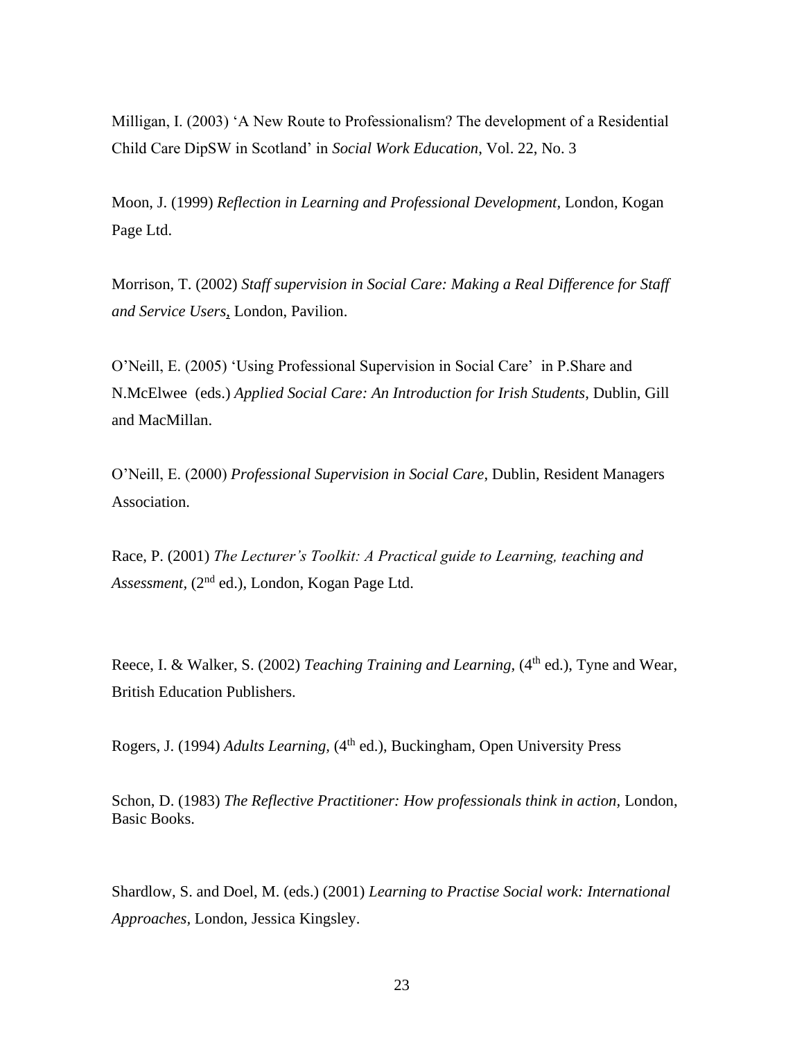Milligan, I. (2003) 'A New Route to Professionalism? The development of a Residential Child Care DipSW in Scotland' in *Social Work Education*, Vol. 22, No. 3

Moon, J. (1999) *Reflection in Learning and Professional Development*, London, Kogan Page Ltd.

Morrison, T. (2002) *Staff supervision in Social Care: Making a Real Difference for Staff and Service Users*, London, Pavilion.

O'Neill, E. (2005) 'Using Professional Supervision in Social Care' in P.Share and N.McElwee (eds.) *Applied Social Care: An Introduction for Irish Students*, Dublin, Gill and MacMillan.

O'Neill, E. (2000) *Professional Supervision in Social Care*, Dublin, Resident Managers Association.

Race, P. (2001) *The Lecturer's Toolkit: A Practical guide to Learning, teaching and Assessment*, (2nd ed.), London, Kogan Page Ltd.

Reece, I. & Walker, S. (2002) *Teaching Training and Learning*, (4th ed.), Tyne and Wear, British Education Publishers.

Rogers, J. (1994) *Adults Learning*, (4th ed.), Buckingham, Open University Press

Schon, D. (1983) *The Reflective Practitioner: How professionals think in action*, London, Basic Books.

Shardlow, S. and Doel, M. (eds.) (2001) *Learning to Practise Social work: International Approaches*, London, Jessica Kingsley.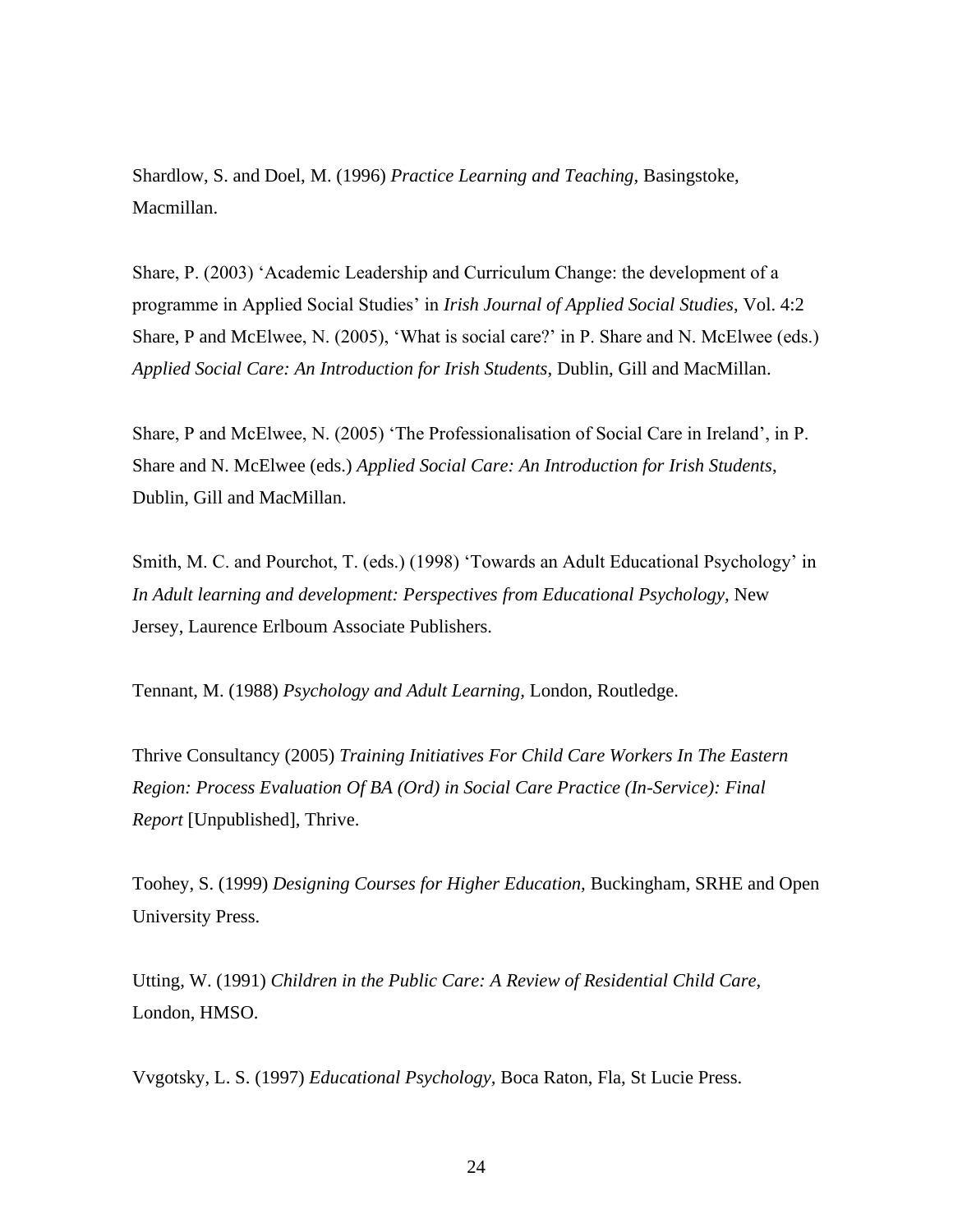Shardlow, S. and Doel, M. (1996) *Practice Learning and Teaching*, Basingstoke, Macmillan.

Share, P. (2003) 'Academic Leadership and Curriculum Change: the development of a programme in Applied Social Studies' in *Irish Journal of Applied Social Studies*, Vol. 4:2
Share, P and McElwee, N. (2005), 'What is social care?' in P. Share and N. McElwee (eds.) *Applied Social Care: An Introduction for Irish Students*, Dublin, Gill and MacMillan.

Share, P and McElwee, N. (2005) 'The Professionalisation of Social Care in Ireland', in P. Share and N. McElwee (eds.) *Applied Social Care: An Introduction for Irish Students*, Dublin, Gill and MacMillan.

Smith, M. C. and Pourchot, T. (eds.) (1998) 'Towards an Adult Educational Psychology' in *In Adult learning and development: Perspectives from Educational Psychology*, New Jersey, Laurence Erlboum Associate Publishers.

Tennant, M. (1988) *Psychology and Adult Learning,* London, Routledge.

Thrive Consultancy (2005) *Training Initiatives For Child Care Workers In The Eastern Region: Process Evaluation Of BA (Ord) in Social Care Practice (In-Service): Final Report* [Unpublished], Thrive.

Toohey, S. (1999) *Designing Courses for Higher Education,* Buckingham, SRHE and Open University Press.

Utting, W. (1991) *Children in the Public Care: A Review of Residential Child Care,* London, HMSO.

Vvgotsky, L. S. (1997) *Educational Psychology,* Boca Raton, Fla, St Lucie Press.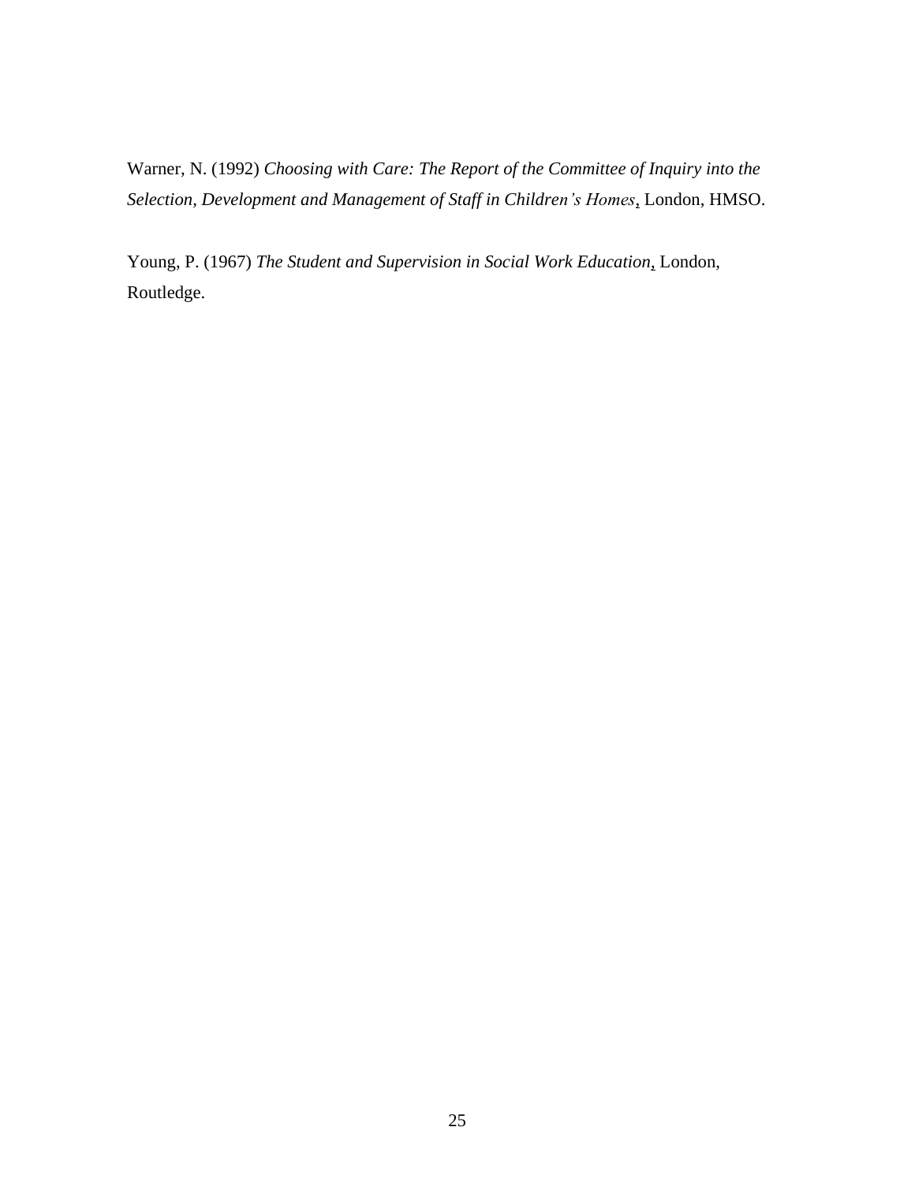Warner, N. (1992) *Choosing with Care: The Report of the Committee of Inquiry into the Selection, Development and Management of Staff in Children's Homes*, London, HMSO.

Young, P. (1967) *The Student and Supervision in Social Work Education*, London, Routledge.